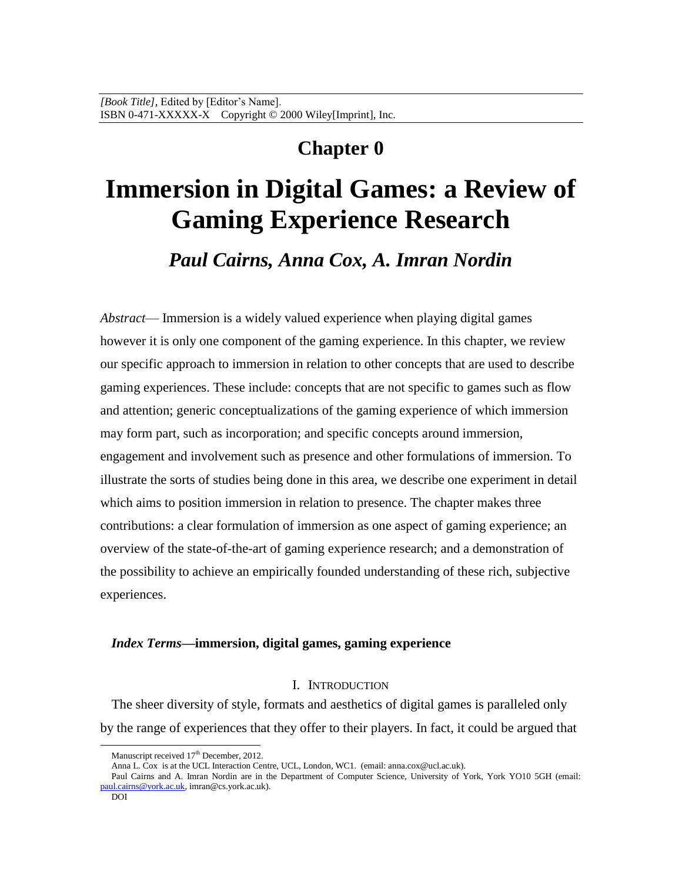*[Book Title]*, Edited by [Editor's Name].
ISBN 0-471-XXXXX-X Copyright © 2000 Wiley[Imprint], Inc.

# Chapter 0

# Immersion in Digital Games: a Review of Gaming Experience Research

***Paul Cairns, Anna Cox, A. Imran Nordin***

*Abstract*— Immersion is a widely valued experience when playing digital games however it is only one component of the gaming experience. In this chapter, we review our specific approach to immersion in relation to other concepts that are used to describe gaming experiences. These include: concepts that are not specific to games such as flow and attention; generic conceptualizations of the gaming experience of which immersion may form part, such as incorporation; and specific concepts around immersion, engagement and involvement such as presence and other formulations of immersion. To illustrate the sorts of studies being done in this area, we describe one experiment in detail which aims to position immersion in relation to presence. The chapter makes three contributions: a clear formulation of immersion as one aspect of gaming experience; an overview of the state-of-the-art of gaming experience research; and a demonstration of the possibility to achieve an empirically founded understanding of these rich, subjective experiences.

***Index Terms*—immersion, digital games, gaming experience**

## I. Introduction

The sheer diversity of style, formats and aesthetics of digital games is paralleled only by the range of experiences that they offer to their players. In fact, it could be argued that

---

Manuscript received 17th December, 2012.

Anna L. Cox is at the UCL Interaction Centre, UCL, London, WC1. (email: anna.cox@ucl.ac.uk).

Paul Cairns and A. Imran Nordin are in the Department of Computer Science, University of York, York YO10 5GH (email: paul.cairns@york.ac.uk, imran@cs.york.ac.uk).

DOI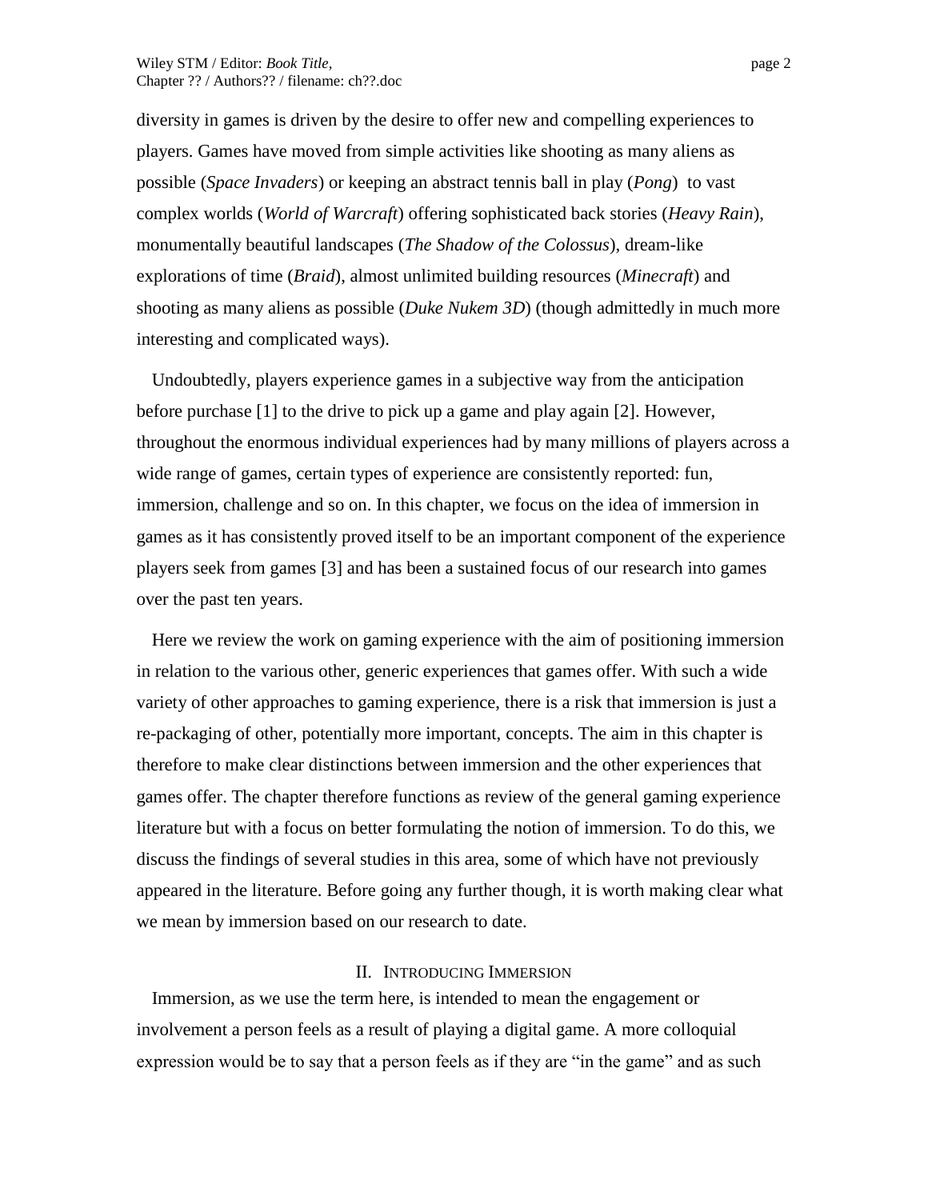diversity in games is driven by the desire to offer new and compelling experiences to players. Games have moved from simple activities like shooting as many aliens as possible (*Space Invaders*) or keeping an abstract tennis ball in play (*Pong*) to vast complex worlds (*World of Warcraft*) offering sophisticated back stories (*Heavy Rain*), monumentally beautiful landscapes (*The Shadow of the Colossus*), dream-like explorations of time (*Braid*), almost unlimited building resources (*Minecraft*) and shooting as many aliens as possible (*Duke Nukem 3D*) (though admittedly in much more interesting and complicated ways).

Undoubtedly, players experience games in a subjective way from the anticipation before purchase [1] to the drive to pick up a game and play again [2]. However, throughout the enormous individual experiences had by many millions of players across a wide range of games, certain types of experience are consistently reported: fun, immersion, challenge and so on. In this chapter, we focus on the idea of immersion in games as it has consistently proved itself to be an important component of the experience players seek from games [3] and has been a sustained focus of our research into games over the past ten years.

Here we review the work on gaming experience with the aim of positioning immersion in relation to the various other, generic experiences that games offer. With such a wide variety of other approaches to gaming experience, there is a risk that immersion is just a re-packaging of other, potentially more important, concepts. The aim in this chapter is therefore to make clear distinctions between immersion and the other experiences that games offer. The chapter therefore functions as review of the general gaming experience literature but with a focus on better formulating the notion of immersion. To do this, we discuss the findings of several studies in this area, some of which have not previously appeared in the literature. Before going any further though, it is worth making clear what we mean by immersion based on our research to date.

## II. Introducing Immersion

Immersion, as we use the term here, is intended to mean the engagement or involvement a person feels as a result of playing a digital game. A more colloquial expression would be to say that a person feels as if they are "in the game" and as such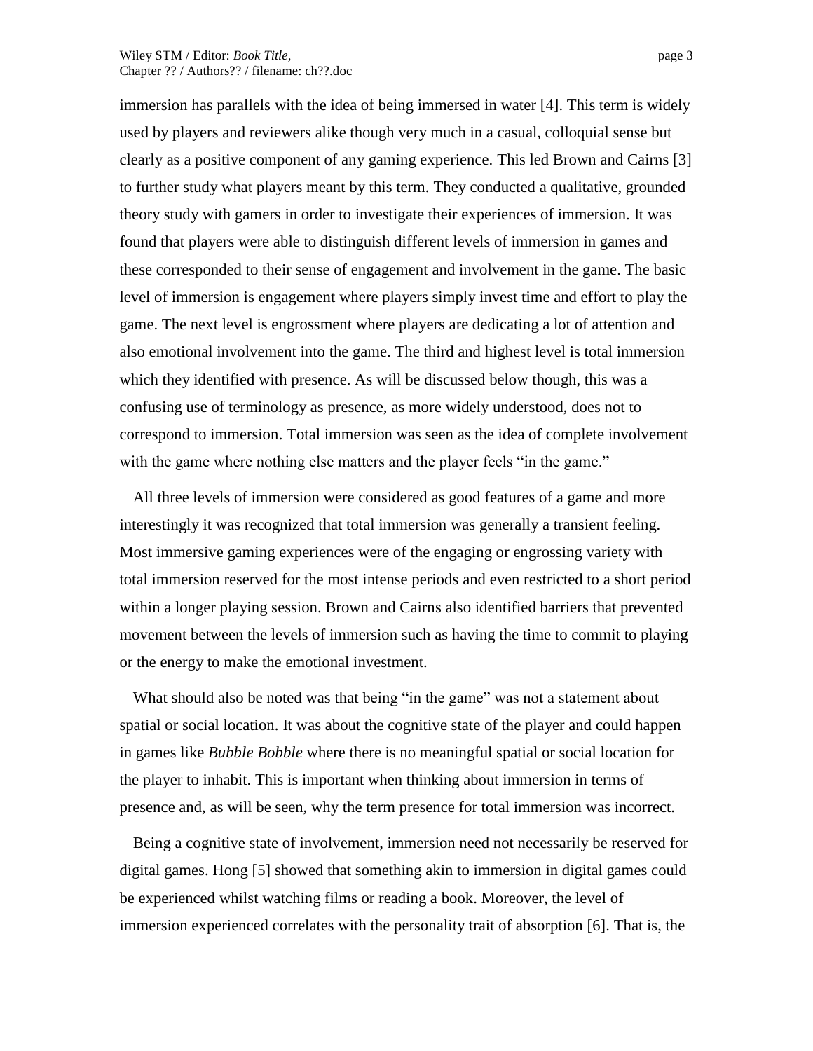immersion has parallels with the idea of being immersed in water [4]. This term is widely used by players and reviewers alike though very much in a casual, colloquial sense but clearly as a positive component of any gaming experience. This led Brown and Cairns [3] to further study what players meant by this term. They conducted a qualitative, grounded theory study with gamers in order to investigate their experiences of immersion. It was found that players were able to distinguish different levels of immersion in games and these corresponded to their sense of engagement and involvement in the game. The basic level of immersion is engagement where players simply invest time and effort to play the game. The next level is engrossment where players are dedicating a lot of attention and also emotional involvement into the game. The third and highest level is total immersion which they identified with presence. As will be discussed below though, this was a confusing use of terminology as presence, as more widely understood, does not to correspond to immersion. Total immersion was seen as the idea of complete involvement with the game where nothing else matters and the player feels "in the game."

All three levels of immersion were considered as good features of a game and more interestingly it was recognized that total immersion was generally a transient feeling. Most immersive gaming experiences were of the engaging or engrossing variety with total immersion reserved for the most intense periods and even restricted to a short period within a longer playing session. Brown and Cairns also identified barriers that prevented movement between the levels of immersion such as having the time to commit to playing or the energy to make the emotional investment.

What should also be noted was that being "in the game" was not a statement about spatial or social location. It was about the cognitive state of the player and could happen in games like *Bubble Bobble* where there is no meaningful spatial or social location for the player to inhabit. This is important when thinking about immersion in terms of presence and, as will be seen, why the term presence for total immersion was incorrect.

Being a cognitive state of involvement, immersion need not necessarily be reserved for digital games. Hong [5] showed that something akin to immersion in digital games could be experienced whilst watching films or reading a book. Moreover, the level of immersion experienced correlates with the personality trait of absorption [6]. That is, the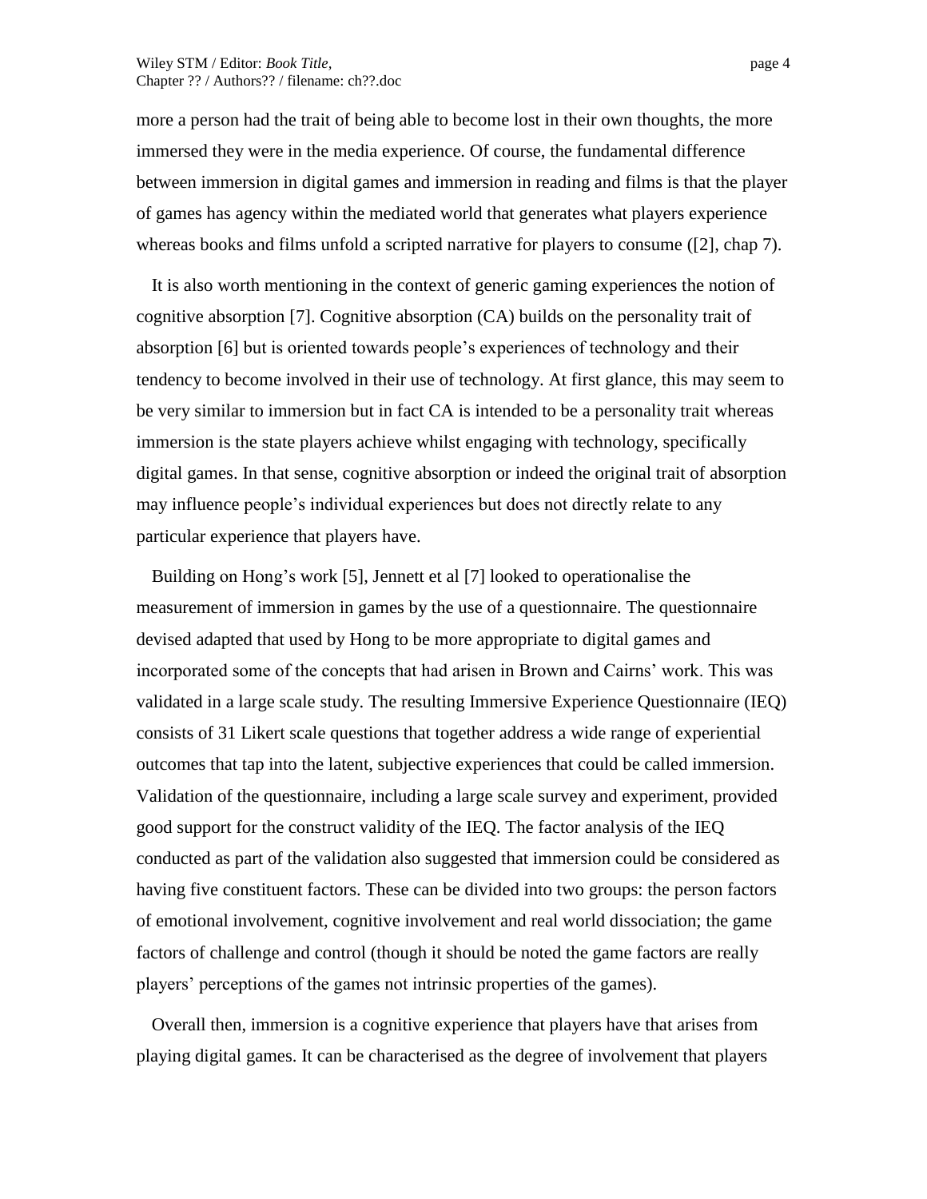more a person had the trait of being able to become lost in their own thoughts, the more immersed they were in the media experience. Of course, the fundamental difference between immersion in digital games and immersion in reading and films is that the player of games has agency within the mediated world that generates what players experience whereas books and films unfold a scripted narrative for players to consume ([2], chap 7).

It is also worth mentioning in the context of generic gaming experiences the notion of cognitive absorption [7]. Cognitive absorption (CA) builds on the personality trait of absorption [6] but is oriented towards people's experiences of technology and their tendency to become involved in their use of technology. At first glance, this may seem to be very similar to immersion but in fact CA is intended to be a personality trait whereas immersion is the state players achieve whilst engaging with technology, specifically digital games. In that sense, cognitive absorption or indeed the original trait of absorption may influence people's individual experiences but does not directly relate to any particular experience that players have.

Building on Hong's work [5], Jennett et al [7] looked to operationalise the measurement of immersion in games by the use of a questionnaire. The questionnaire devised adapted that used by Hong to be more appropriate to digital games and incorporated some of the concepts that had arisen in Brown and Cairns' work. This was validated in a large scale study. The resulting Immersive Experience Questionnaire (IEQ) consists of 31 Likert scale questions that together address a wide range of experiential outcomes that tap into the latent, subjective experiences that could be called immersion. Validation of the questionnaire, including a large scale survey and experiment, provided good support for the construct validity of the IEQ. The factor analysis of the IEQ conducted as part of the validation also suggested that immersion could be considered as having five constituent factors. These can be divided into two groups: the person factors of emotional involvement, cognitive involvement and real world dissociation; the game factors of challenge and control (though it should be noted the game factors are really players' perceptions of the games not intrinsic properties of the games).

Overall then, immersion is a cognitive experience that players have that arises from playing digital games. It can be characterised as the degree of involvement that players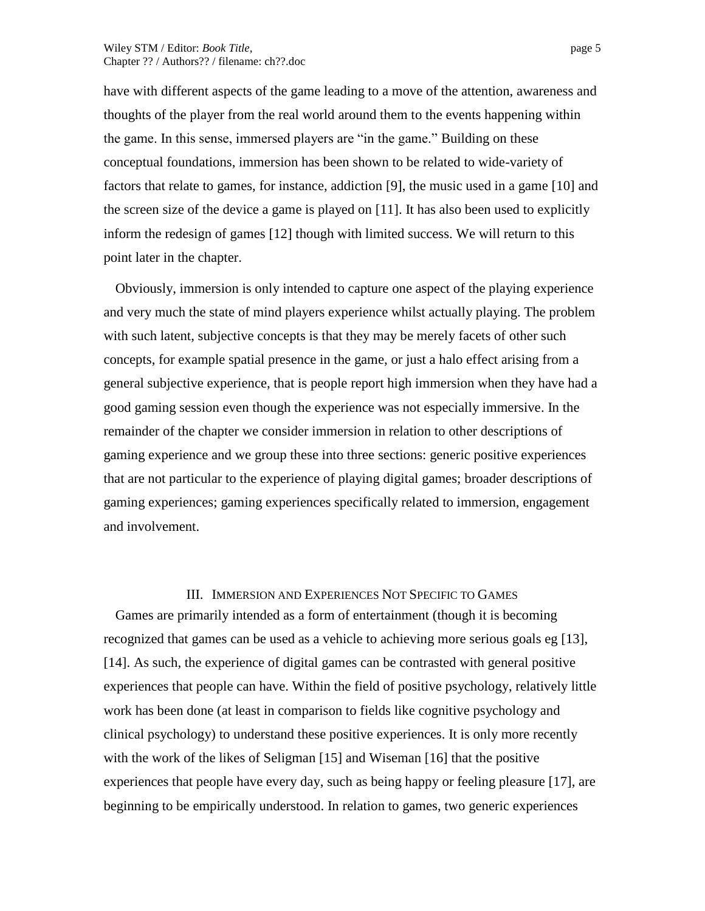have with different aspects of the game leading to a move of the attention, awareness and thoughts of the player from the real world around them to the events happening within the game. In this sense, immersed players are "in the game." Building on these conceptual foundations, immersion has been shown to be related to wide-variety of factors that relate to games, for instance, addiction [9], the music used in a game [10] and the screen size of the device a game is played on [11]. It has also been used to explicitly inform the redesign of games [12] though with limited success. We will return to this point later in the chapter.

Obviously, immersion is only intended to capture one aspect of the playing experience and very much the state of mind players experience whilst actually playing. The problem with such latent, subjective concepts is that they may be merely facets of other such concepts, for example spatial presence in the game, or just a halo effect arising from a general subjective experience, that is people report high immersion when they have had a good gaming session even though the experience was not especially immersive. In the remainder of the chapter we consider immersion in relation to other descriptions of gaming experience and we group these into three sections: generic positive experiences that are not particular to the experience of playing digital games; broader descriptions of gaming experiences; gaming experiences specifically related to immersion, engagement and involvement.

## III. Immersion and Experiences Not Specific to Games

Games are primarily intended as a form of entertainment (though it is becoming recognized that games can be used as a vehicle to achieving more serious goals eg [13], [14]. As such, the experience of digital games can be contrasted with general positive experiences that people can have. Within the field of positive psychology, relatively little work has been done (at least in comparison to fields like cognitive psychology and clinical psychology) to understand these positive experiences. It is only more recently with the work of the likes of Seligman [15] and Wiseman [16] that the positive experiences that people have every day, such as being happy or feeling pleasure [17], are beginning to be empirically understood. In relation to games, two generic experiences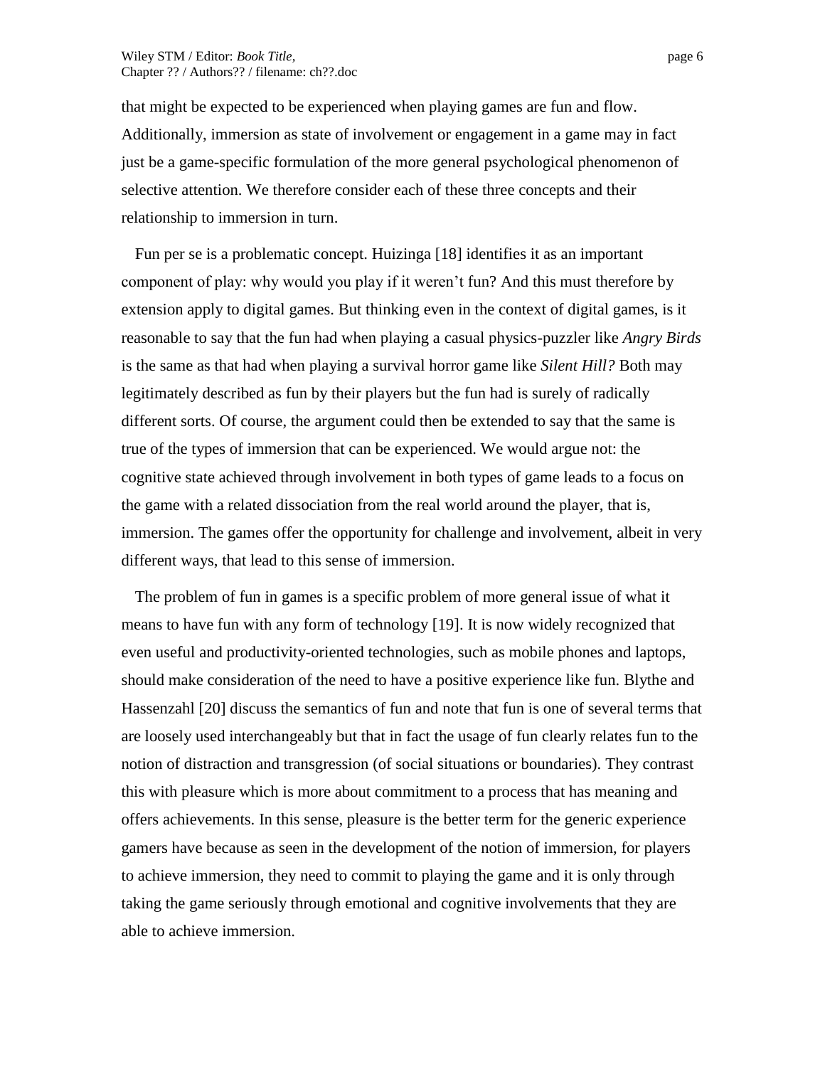that might be expected to be experienced when playing games are fun and flow. Additionally, immersion as state of involvement or engagement in a game may in fact just be a game-specific formulation of the more general psychological phenomenon of selective attention. We therefore consider each of these three concepts and their relationship to immersion in turn.

Fun per se is a problematic concept. Huizinga [18] identifies it as an important component of play: why would you play if it weren't fun? And this must therefore by extension apply to digital games. But thinking even in the context of digital games, is it reasonable to say that the fun had when playing a casual physics-puzzler like *Angry Birds* is the same as that had when playing a survival horror game like *Silent Hill?* Both may legitimately described as fun by their players but the fun had is surely of radically different sorts. Of course, the argument could then be extended to say that the same is true of the types of immersion that can be experienced. We would argue not: the cognitive state achieved through involvement in both types of game leads to a focus on the game with a related dissociation from the real world around the player, that is, immersion. The games offer the opportunity for challenge and involvement, albeit in very different ways, that lead to this sense of immersion.

The problem of fun in games is a specific problem of more general issue of what it means to have fun with any form of technology [19]. It is now widely recognized that even useful and productivity-oriented technologies, such as mobile phones and laptops, should make consideration of the need to have a positive experience like fun. Blythe and Hassenzahl [20] discuss the semantics of fun and note that fun is one of several terms that are loosely used interchangeably but that in fact the usage of fun clearly relates fun to the notion of distraction and transgression (of social situations or boundaries). They contrast this with pleasure which is more about commitment to a process that has meaning and offers achievements. In this sense, pleasure is the better term for the generic experience gamers have because as seen in the development of the notion of immersion, for players to achieve immersion, they need to commit to playing the game and it is only through taking the game seriously through emotional and cognitive involvements that they are able to achieve immersion.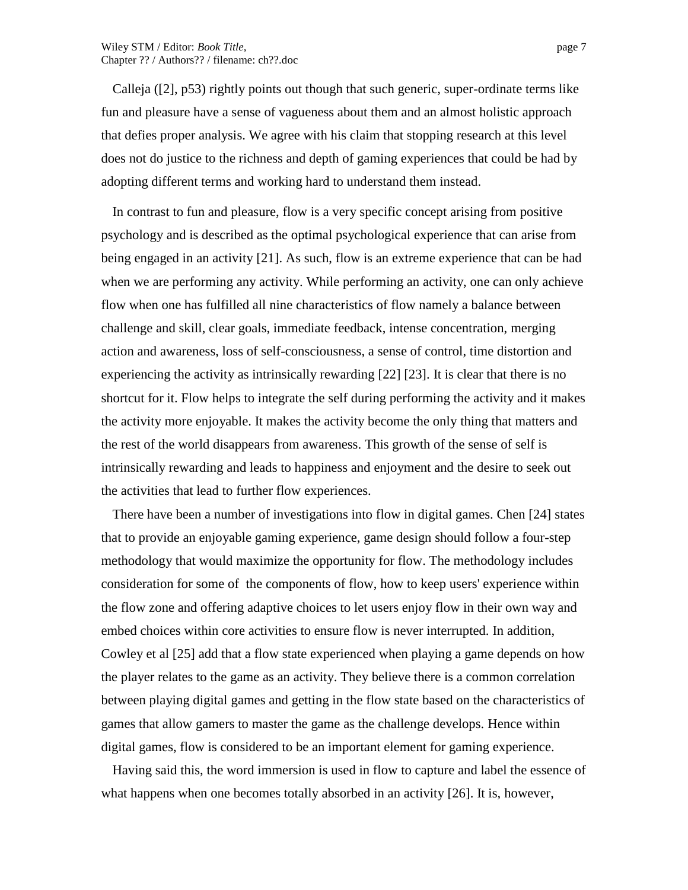Calleja ([2], p53) rightly points out though that such generic, super-ordinate terms like fun and pleasure have a sense of vagueness about them and an almost holistic approach that defies proper analysis. We agree with his claim that stopping research at this level does not do justice to the richness and depth of gaming experiences that could be had by adopting different terms and working hard to understand them instead.

In contrast to fun and pleasure, flow is a very specific concept arising from positive psychology and is described as the optimal psychological experience that can arise from being engaged in an activity [21]. As such, flow is an extreme experience that can be had when we are performing any activity. While performing an activity, one can only achieve flow when one has fulfilled all nine characteristics of flow namely a balance between challenge and skill, clear goals, immediate feedback, intense concentration, merging action and awareness, loss of self-consciousness, a sense of control, time distortion and experiencing the activity as intrinsically rewarding [22] [23]. It is clear that there is no shortcut for it. Flow helps to integrate the self during performing the activity and it makes the activity more enjoyable. It makes the activity become the only thing that matters and the rest of the world disappears from awareness. This growth of the sense of self is intrinsically rewarding and leads to happiness and enjoyment and the desire to seek out the activities that lead to further flow experiences.

There have been a number of investigations into flow in digital games. Chen [24] states that to provide an enjoyable gaming experience, game design should follow a four-step methodology that would maximize the opportunity for flow. The methodology includes consideration for some of the components of flow, how to keep users' experience within the flow zone and offering adaptive choices to let users enjoy flow in their own way and embed choices within core activities to ensure flow is never interrupted. In addition, Cowley et al [25] add that a flow state experienced when playing a game depends on how the player relates to the game as an activity. They believe there is a common correlation between playing digital games and getting in the flow state based on the characteristics of games that allow gamers to master the game as the challenge develops. Hence within digital games, flow is considered to be an important element for gaming experience.

Having said this, the word immersion is used in flow to capture and label the essence of what happens when one becomes totally absorbed in an activity [26]. It is, however,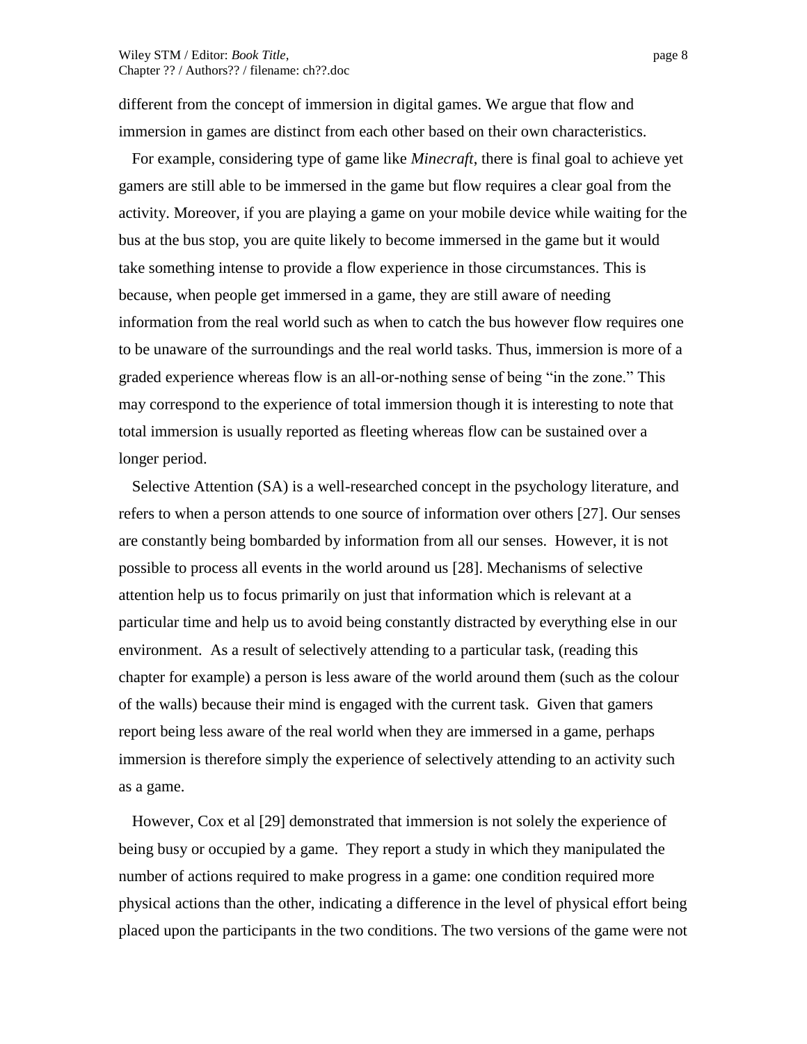different from the concept of immersion in digital games. We argue that flow and immersion in games are distinct from each other based on their own characteristics.

For example, considering type of game like *Minecraft*, there is final goal to achieve yet gamers are still able to be immersed in the game but flow requires a clear goal from the activity. Moreover, if you are playing a game on your mobile device while waiting for the bus at the bus stop, you are quite likely to become immersed in the game but it would take something intense to provide a flow experience in those circumstances. This is because, when people get immersed in a game, they are still aware of needing information from the real world such as when to catch the bus however flow requires one to be unaware of the surroundings and the real world tasks. Thus, immersion is more of a graded experience whereas flow is an all-or-nothing sense of being "in the zone." This may correspond to the experience of total immersion though it is interesting to note that total immersion is usually reported as fleeting whereas flow can be sustained over a longer period.

Selective Attention (SA) is a well-researched concept in the psychology literature, and refers to when a person attends to one source of information over others [27]. Our senses are constantly being bombarded by information from all our senses. However, it is not possible to process all events in the world around us [28]. Mechanisms of selective attention help us to focus primarily on just that information which is relevant at a particular time and help us to avoid being constantly distracted by everything else in our environment. As a result of selectively attending to a particular task, (reading this chapter for example) a person is less aware of the world around them (such as the colour of the walls) because their mind is engaged with the current task. Given that gamers report being less aware of the real world when they are immersed in a game, perhaps immersion is therefore simply the experience of selectively attending to an activity such as a game.

However, Cox et al [29] demonstrated that immersion is not solely the experience of being busy or occupied by a game. They report a study in which they manipulated the number of actions required to make progress in a game: one condition required more physical actions than the other, indicating a difference in the level of physical effort being placed upon the participants in the two conditions. The two versions of the game were not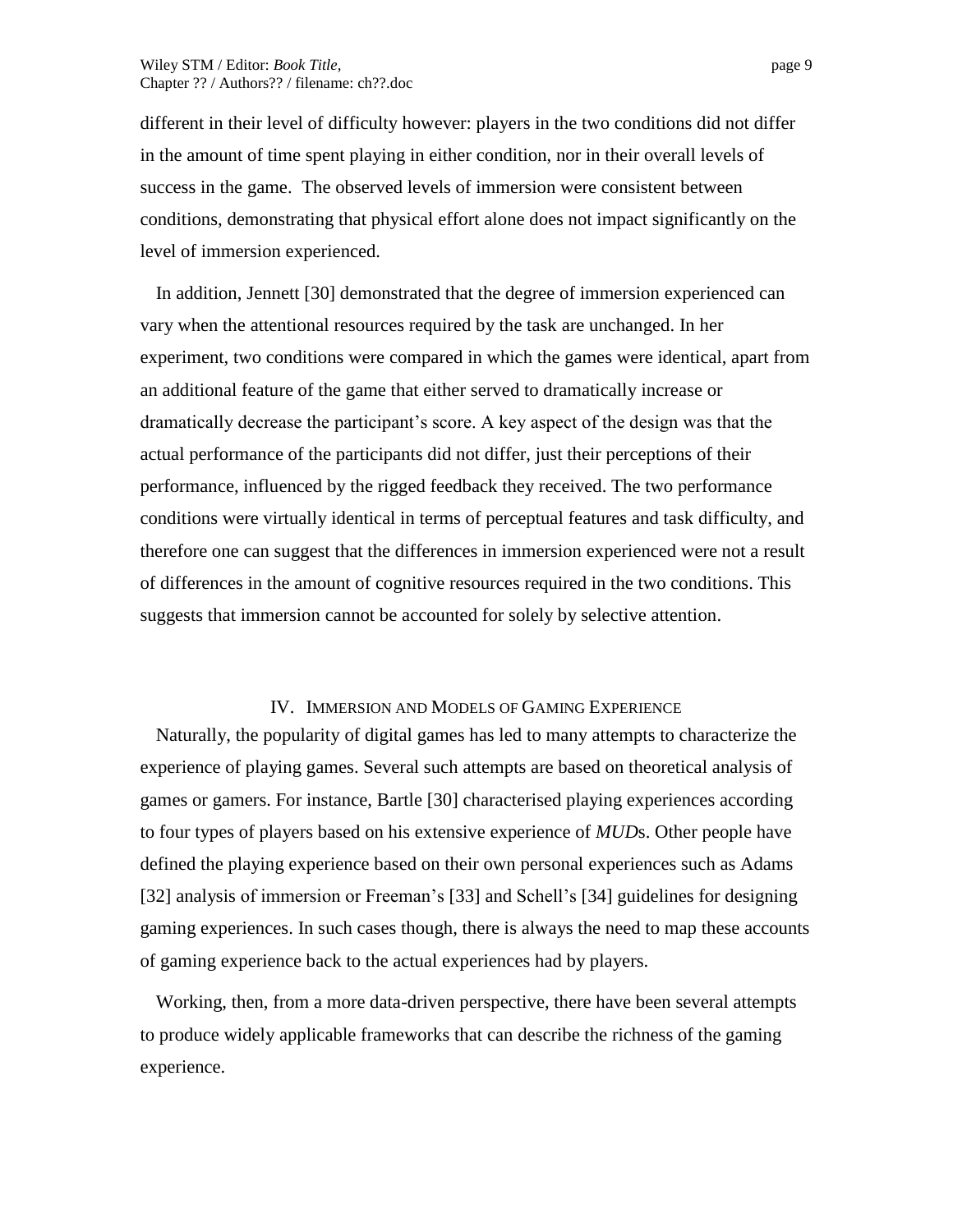different in their level of difficulty however: players in the two conditions did not differ in the amount of time spent playing in either condition, nor in their overall levels of success in the game. The observed levels of immersion were consistent between conditions, demonstrating that physical effort alone does not impact significantly on the level of immersion experienced.

In addition, Jennett [30] demonstrated that the degree of immersion experienced can vary when the attentional resources required by the task are unchanged. In her experiment, two conditions were compared in which the games were identical, apart from an additional feature of the game that either served to dramatically increase or dramatically decrease the participant's score. A key aspect of the design was that the actual performance of the participants did not differ, just their perceptions of their performance, influenced by the rigged feedback they received. The two performance conditions were virtually identical in terms of perceptual features and task difficulty, and therefore one can suggest that the differences in immersion experienced were not a result of differences in the amount of cognitive resources required in the two conditions. This suggests that immersion cannot be accounted for solely by selective attention.

## IV. Immersion and Models of Gaming Experience

Naturally, the popularity of digital games has led to many attempts to characterize the experience of playing games. Several such attempts are based on theoretical analysis of games or gamers. For instance, Bartle [30] characterised playing experiences according to four types of players based on his extensive experience of *MUD*s. Other people have defined the playing experience based on their own personal experiences such as Adams [32] analysis of immersion or Freeman's [33] and Schell's [34] guidelines for designing gaming experiences. In such cases though, there is always the need to map these accounts of gaming experience back to the actual experiences had by players.

Working, then, from a more data-driven perspective, there have been several attempts to produce widely applicable frameworks that can describe the richness of the gaming experience.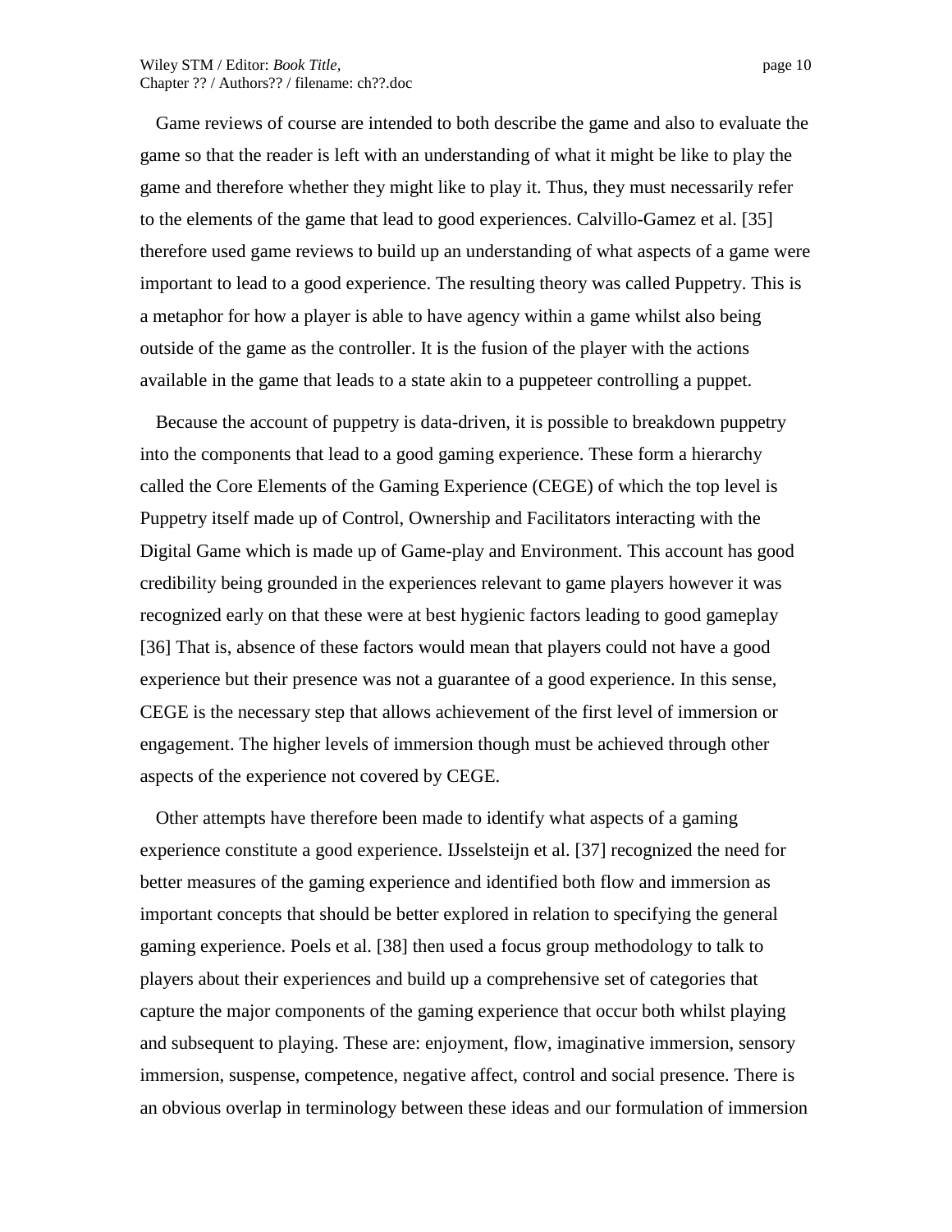Game reviews of course are intended to both describe the game and also to evaluate the game so that the reader is left with an understanding of what it might be like to play the game and therefore whether they might like to play it. Thus, they must necessarily refer to the elements of the game that lead to good experiences. Calvillo-Gamez et al. [35] therefore used game reviews to build up an understanding of what aspects of a game were important to lead to a good experience. The resulting theory was called Puppetry. This is a metaphor for how a player is able to have agency within a game whilst also being outside of the game as the controller. It is the fusion of the player with the actions available in the game that leads to a state akin to a puppeteer controlling a puppet.

Because the account of puppetry is data-driven, it is possible to breakdown puppetry into the components that lead to a good gaming experience. These form a hierarchy called the Core Elements of the Gaming Experience (CEGE) of which the top level is Puppetry itself made up of Control, Ownership and Facilitators interacting with the Digital Game which is made up of Game-play and Environment. This account has good credibility being grounded in the experiences relevant to game players however it was recognized early on that these were at best hygienic factors leading to good gameplay [36] That is, absence of these factors would mean that players could not have a good experience but their presence was not a guarantee of a good experience. In this sense, CEGE is the necessary step that allows achievement of the first level of immersion or engagement. The higher levels of immersion though must be achieved through other aspects of the experience not covered by CEGE.

Other attempts have therefore been made to identify what aspects of a gaming experience constitute a good experience. IJsselsteijn et al. [37] recognized the need for better measures of the gaming experience and identified both flow and immersion as important concepts that should be better explored in relation to specifying the general gaming experience. Poels et al. [38] then used a focus group methodology to talk to players about their experiences and build up a comprehensive set of categories that capture the major components of the gaming experience that occur both whilst playing and subsequent to playing. These are: enjoyment, flow, imaginative immersion, sensory immersion, suspense, competence, negative affect, control and social presence. There is an obvious overlap in terminology between these ideas and our formulation of immersion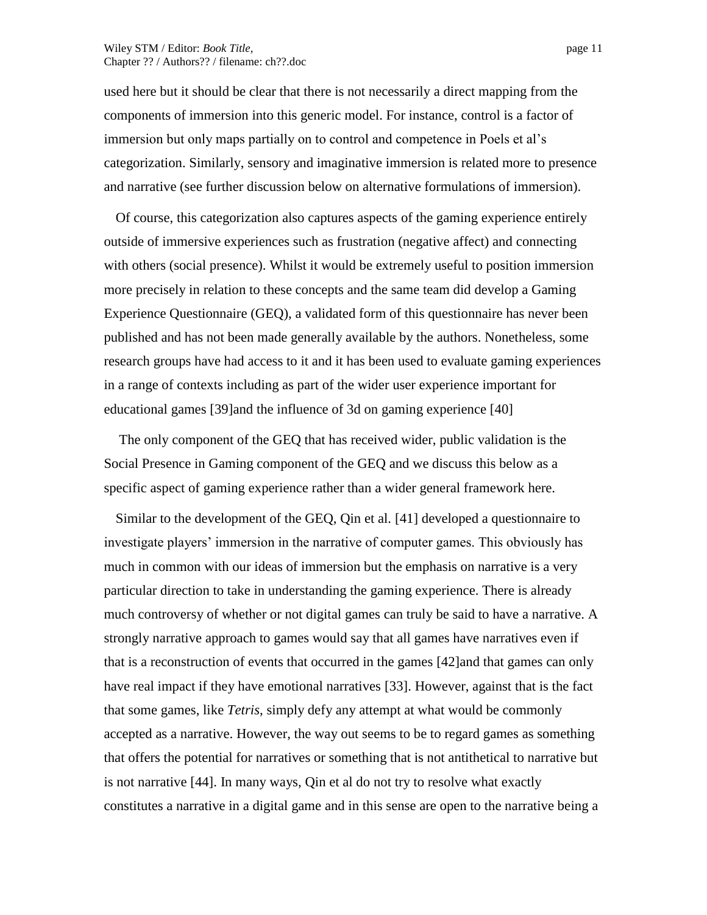used here but it should be clear that there is not necessarily a direct mapping from the components of immersion into this generic model. For instance, control is a factor of immersion but only maps partially on to control and competence in Poels et al's categorization. Similarly, sensory and imaginative immersion is related more to presence and narrative (see further discussion below on alternative formulations of immersion).

Of course, this categorization also captures aspects of the gaming experience entirely outside of immersive experiences such as frustration (negative affect) and connecting with others (social presence). Whilst it would be extremely useful to position immersion more precisely in relation to these concepts and the same team did develop a Gaming Experience Questionnaire (GEQ), a validated form of this questionnaire has never been published and has not been made generally available by the authors. Nonetheless, some research groups have had access to it and it has been used to evaluate gaming experiences in a range of contexts including as part of the wider user experience important for educational games [39]and the influence of 3d on gaming experience [40]

The only component of the GEQ that has received wider, public validation is the Social Presence in Gaming component of the GEQ and we discuss this below as a specific aspect of gaming experience rather than a wider general framework here.

Similar to the development of the GEQ, Qin et al. [41] developed a questionnaire to investigate players' immersion in the narrative of computer games. This obviously has much in common with our ideas of immersion but the emphasis on narrative is a very particular direction to take in understanding the gaming experience. There is already much controversy of whether or not digital games can truly be said to have a narrative. A strongly narrative approach to games would say that all games have narratives even if that is a reconstruction of events that occurred in the games [42]and that games can only have real impact if they have emotional narratives [33]. However, against that is the fact that some games, like *Tetris*, simply defy any attempt at what would be commonly accepted as a narrative. However, the way out seems to be to regard games as something that offers the potential for narratives or something that is not antithetical to narrative but is not narrative [44]. In many ways, Qin et al do not try to resolve what exactly constitutes a narrative in a digital game and in this sense are open to the narrative being a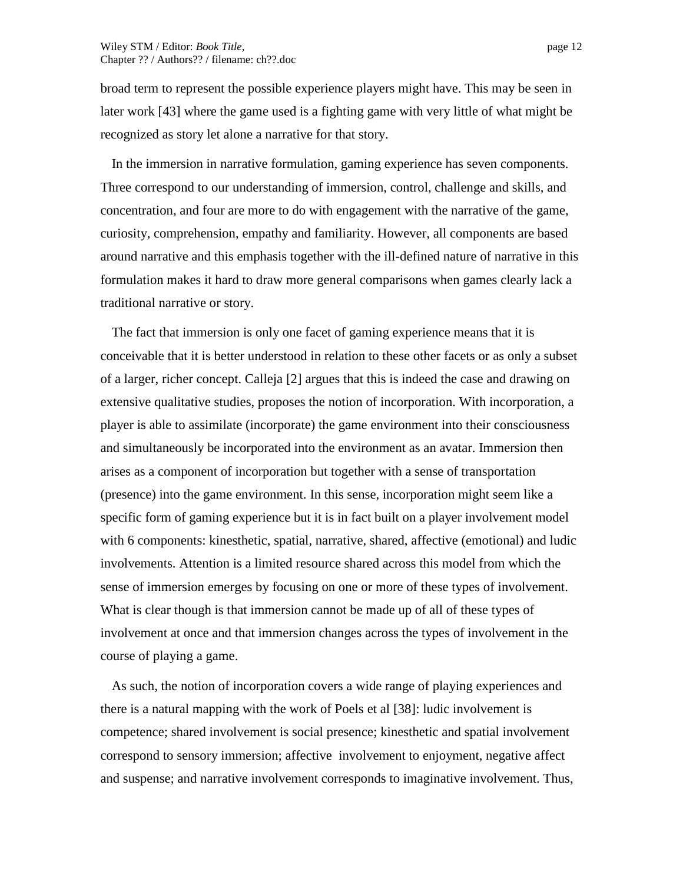broad term to represent the possible experience players might have. This may be seen in later work [43] where the game used is a fighting game with very little of what might be recognized as story let alone a narrative for that story.

In the immersion in narrative formulation, gaming experience has seven components. Three correspond to our understanding of immersion, control, challenge and skills, and concentration, and four are more to do with engagement with the narrative of the game, curiosity, comprehension, empathy and familiarity. However, all components are based around narrative and this emphasis together with the ill-defined nature of narrative in this formulation makes it hard to draw more general comparisons when games clearly lack a traditional narrative or story.

The fact that immersion is only one facet of gaming experience means that it is conceivable that it is better understood in relation to these other facets or as only a subset of a larger, richer concept. Calleja [2] argues that this is indeed the case and drawing on extensive qualitative studies, proposes the notion of incorporation. With incorporation, a player is able to assimilate (incorporate) the game environment into their consciousness and simultaneously be incorporated into the environment as an avatar. Immersion then arises as a component of incorporation but together with a sense of transportation (presence) into the game environment. In this sense, incorporation might seem like a specific form of gaming experience but it is in fact built on a player involvement model with 6 components: kinesthetic, spatial, narrative, shared, affective (emotional) and ludic involvements. Attention is a limited resource shared across this model from which the sense of immersion emerges by focusing on one or more of these types of involvement. What is clear though is that immersion cannot be made up of all of these types of involvement at once and that immersion changes across the types of involvement in the course of playing a game.

As such, the notion of incorporation covers a wide range of playing experiences and there is a natural mapping with the work of Poels et al [38]: ludic involvement is competence; shared involvement is social presence; kinesthetic and spatial involvement correspond to sensory immersion; affective involvement to enjoyment, negative affect and suspense; and narrative involvement corresponds to imaginative involvement. Thus,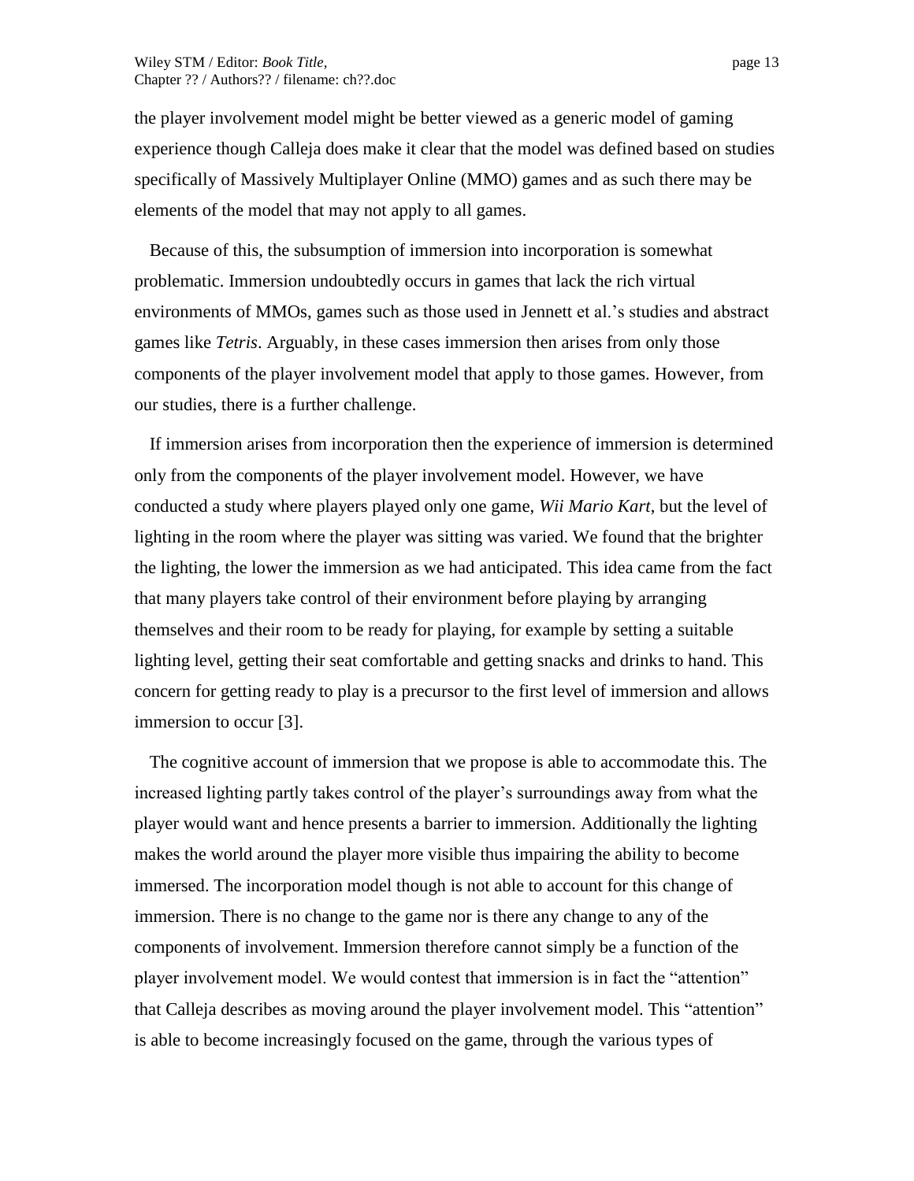the player involvement model might be better viewed as a generic model of gaming experience though Calleja does make it clear that the model was defined based on studies specifically of Massively Multiplayer Online (MMO) games and as such there may be elements of the model that may not apply to all games.

Because of this, the subsumption of immersion into incorporation is somewhat problematic. Immersion undoubtedly occurs in games that lack the rich virtual environments of MMOs, games such as those used in Jennett et al.'s studies and abstract games like *Tetris*. Arguably, in these cases immersion then arises from only those components of the player involvement model that apply to those games. However, from our studies, there is a further challenge.

If immersion arises from incorporation then the experience of immersion is determined only from the components of the player involvement model. However, we have conducted a study where players played only one game, *Wii Mario Kart*, but the level of lighting in the room where the player was sitting was varied. We found that the brighter the lighting, the lower the immersion as we had anticipated. This idea came from the fact that many players take control of their environment before playing by arranging themselves and their room to be ready for playing, for example by setting a suitable lighting level, getting their seat comfortable and getting snacks and drinks to hand. This concern for getting ready to play is a precursor to the first level of immersion and allows immersion to occur [3].

The cognitive account of immersion that we propose is able to accommodate this. The increased lighting partly takes control of the player's surroundings away from what the player would want and hence presents a barrier to immersion. Additionally the lighting makes the world around the player more visible thus impairing the ability to become immersed. The incorporation model though is not able to account for this change of immersion. There is no change to the game nor is there any change to any of the components of involvement. Immersion therefore cannot simply be a function of the player involvement model. We would contest that immersion is in fact the "attention" that Calleja describes as moving around the player involvement model. This "attention" is able to become increasingly focused on the game, through the various types of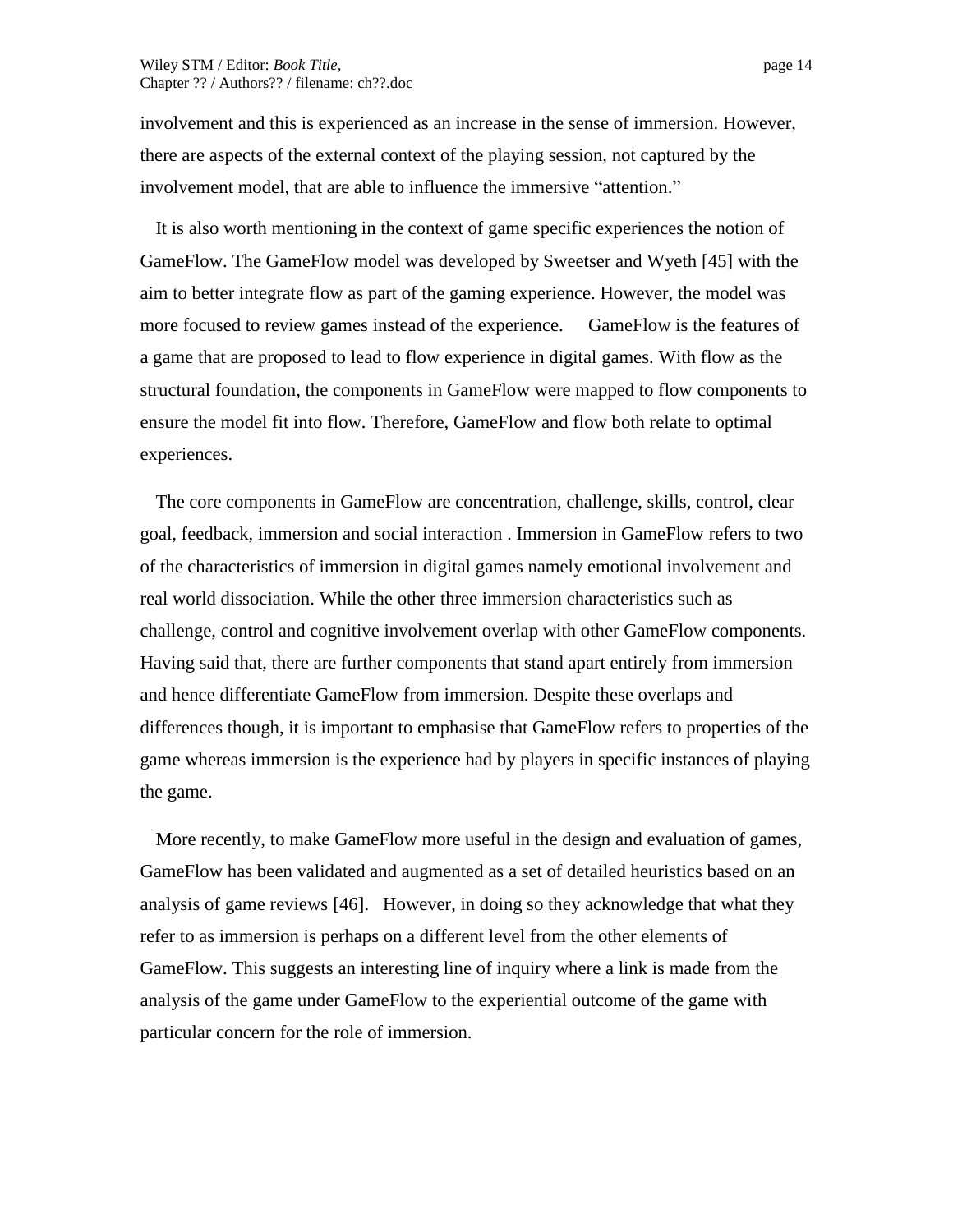involvement and this is experienced as an increase in the sense of immersion. However, there are aspects of the external context of the playing session, not captured by the involvement model, that are able to influence the immersive "attention."

It is also worth mentioning in the context of game specific experiences the notion of GameFlow. The GameFlow model was developed by Sweetser and Wyeth [45] with the aim to better integrate flow as part of the gaming experience. However, the model was more focused to review games instead of the experience. GameFlow is the features of a game that are proposed to lead to flow experience in digital games. With flow as the structural foundation, the components in GameFlow were mapped to flow components to ensure the model fit into flow. Therefore, GameFlow and flow both relate to optimal experiences.

The core components in GameFlow are concentration, challenge, skills, control, clear goal, feedback, immersion and social interaction . Immersion in GameFlow refers to two of the characteristics of immersion in digital games namely emotional involvement and real world dissociation. While the other three immersion characteristics such as challenge, control and cognitive involvement overlap with other GameFlow components. Having said that, there are further components that stand apart entirely from immersion and hence differentiate GameFlow from immersion. Despite these overlaps and differences though, it is important to emphasise that GameFlow refers to properties of the game whereas immersion is the experience had by players in specific instances of playing the game.

More recently, to make GameFlow more useful in the design and evaluation of games, GameFlow has been validated and augmented as a set of detailed heuristics based on an analysis of game reviews [46]. However, in doing so they acknowledge that what they refer to as immersion is perhaps on a different level from the other elements of GameFlow. This suggests an interesting line of inquiry where a link is made from the analysis of the game under GameFlow to the experiential outcome of the game with particular concern for the role of immersion.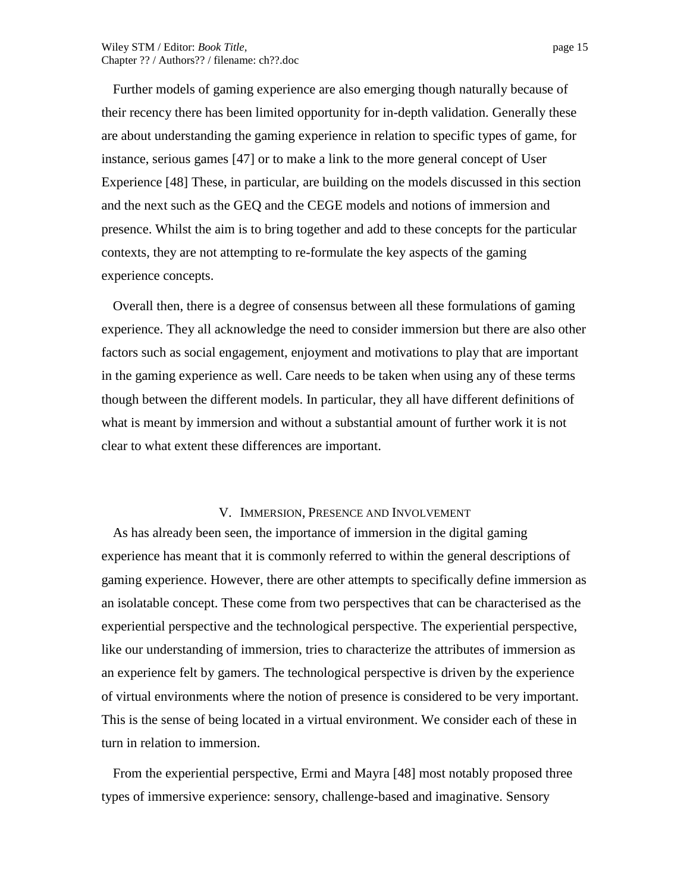Further models of gaming experience are also emerging though naturally because of their recency there has been limited opportunity for in-depth validation. Generally these are about understanding the gaming experience in relation to specific types of game, for instance, serious games [47] or to make a link to the more general concept of User Experience [48] These, in particular, are building on the models discussed in this section and the next such as the GEQ and the CEGE models and notions of immersion and presence. Whilst the aim is to bring together and add to these concepts for the particular contexts, they are not attempting to re-formulate the key aspects of the gaming experience concepts.

Overall then, there is a degree of consensus between all these formulations of gaming experience. They all acknowledge the need to consider immersion but there are also other factors such as social engagement, enjoyment and motivations to play that are important in the gaming experience as well. Care needs to be taken when using any of these terms though between the different models. In particular, they all have different definitions of what is meant by immersion and without a substantial amount of further work it is not clear to what extent these differences are important.

## V. Immersion, Presence and Involvement

As has already been seen, the importance of immersion in the digital gaming experience has meant that it is commonly referred to within the general descriptions of gaming experience. However, there are other attempts to specifically define immersion as an isolatable concept. These come from two perspectives that can be characterised as the experiential perspective and the technological perspective. The experiential perspective, like our understanding of immersion, tries to characterize the attributes of immersion as an experience felt by gamers. The technological perspective is driven by the experience of virtual environments where the notion of presence is considered to be very important. This is the sense of being located in a virtual environment. We consider each of these in turn in relation to immersion.

From the experiential perspective, Ermi and Mayra [48] most notably proposed three types of immersive experience: sensory, challenge-based and imaginative. Sensory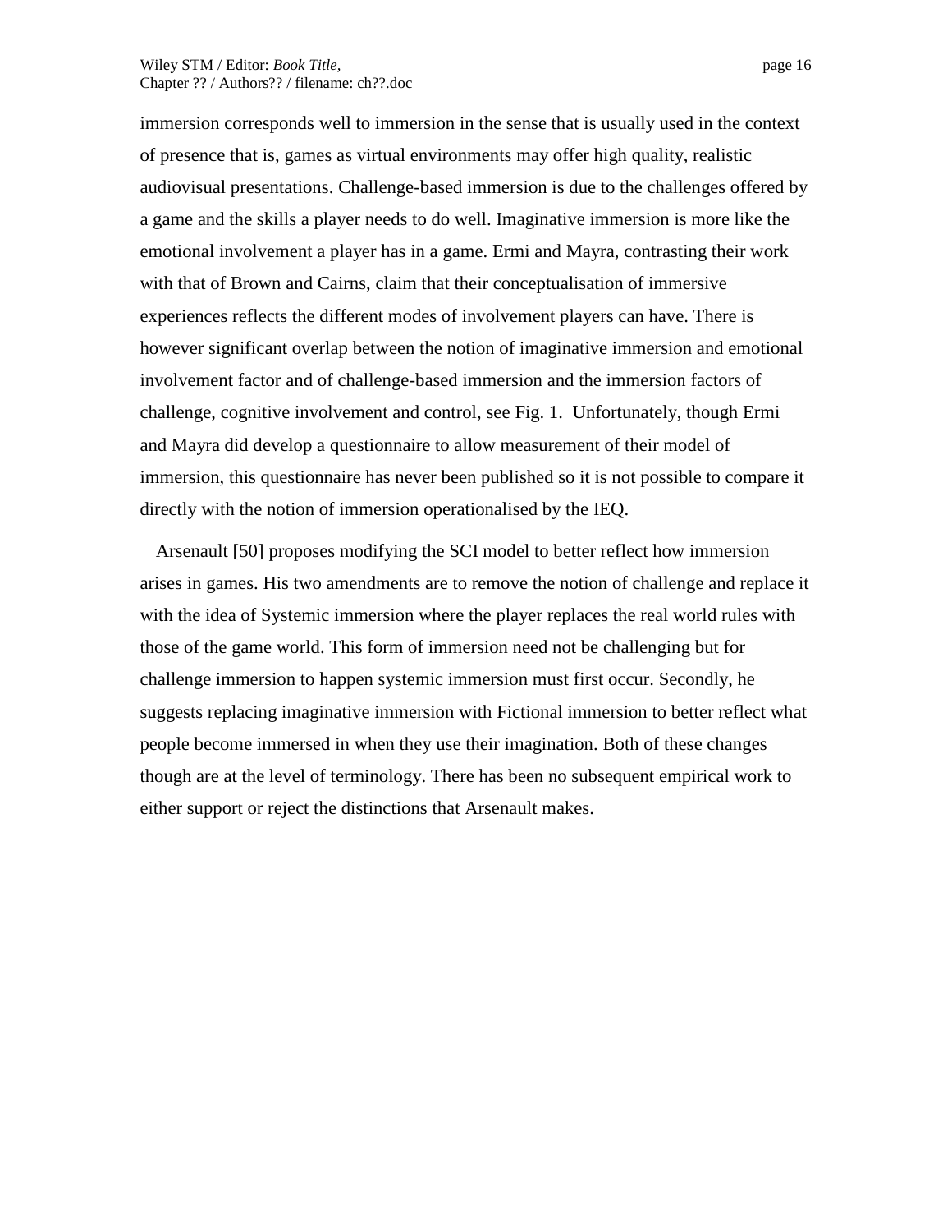immersion corresponds well to immersion in the sense that is usually used in the context of presence that is, games as virtual environments may offer high quality, realistic audiovisual presentations. Challenge-based immersion is due to the challenges offered by a game and the skills a player needs to do well. Imaginative immersion is more like the emotional involvement a player has in a game. Ermi and Mayra, contrasting their work with that of Brown and Cairns, claim that their conceptualisation of immersive experiences reflects the different modes of involvement players can have. There is however significant overlap between the notion of imaginative immersion and emotional involvement factor and of challenge-based immersion and the immersion factors of challenge, cognitive involvement and control, see Fig. 1. Unfortunately, though Ermi and Mayra did develop a questionnaire to allow measurement of their model of immersion, this questionnaire has never been published so it is not possible to compare it directly with the notion of immersion operationalised by the IEQ.

Arsenault [50] proposes modifying the SCI model to better reflect how immersion arises in games. His two amendments are to remove the notion of challenge and replace it with the idea of Systemic immersion where the player replaces the real world rules with those of the game world. This form of immersion need not be challenging but for challenge immersion to happen systemic immersion must first occur. Secondly, he suggests replacing imaginative immersion with Fictional immersion to better reflect what people become immersed in when they use their imagination. Both of these changes though are at the level of terminology. There has been no subsequent empirical work to either support or reject the distinctions that Arsenault makes.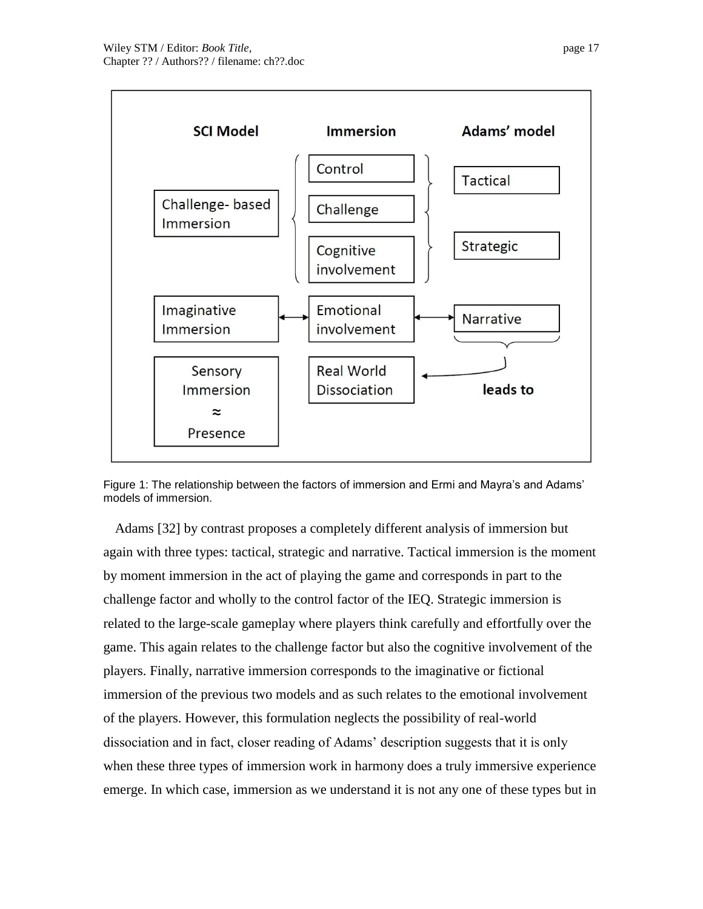| SCI Model | Immersion | Adams' model |
|---|---|---|
| Challenge- based Immersion | Control | Tactical |
| | Challenge | |
| | Cognitive involvement | Strategic |
| Imaginative Immersion ↔ | Emotional involvement | ↔ Narrative |
| Sensory Immersion ≈ Presence | Real World Dissociation | ← leads to |

Figure 1: The relationship between the factors of immersion and Ermi and Mayra's and Adams' models of immersion.

Adams [32] by contrast proposes a completely different analysis of immersion but again with three types: tactical, strategic and narrative. Tactical immersion is the moment by moment immersion in the act of playing the game and corresponds in part to the challenge factor and wholly to the control factor of the IEQ. Strategic immersion is related to the large-scale gameplay where players think carefully and effortfully over the game. This again relates to the challenge factor but also the cognitive involvement of the players. Finally, narrative immersion corresponds to the imaginative or fictional immersion of the previous two models and as such relates to the emotional involvement of the players. However, this formulation neglects the possibility of real-world dissociation and in fact, closer reading of Adams' description suggests that it is only when these three types of immersion work in harmony does a truly immersive experience emerge. In which case, immersion as we understand it is not any one of these types but in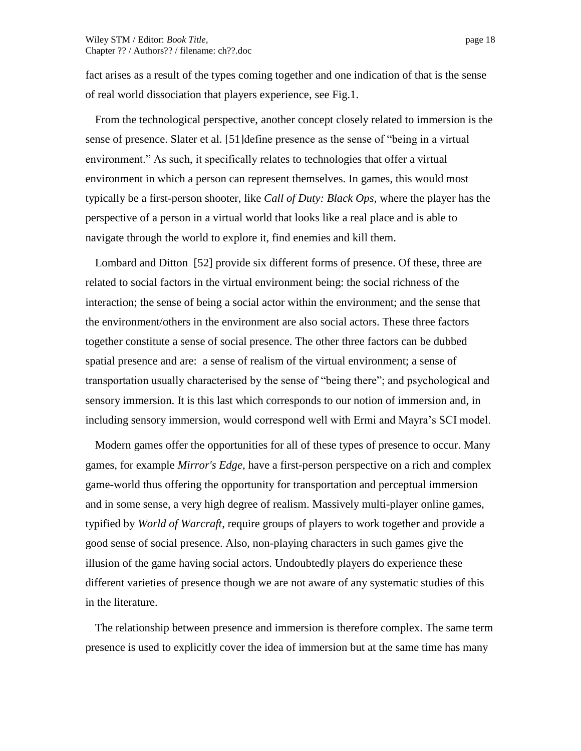fact arises as a result of the types coming together and one indication of that is the sense of real world dissociation that players experience, see Fig.1.

From the technological perspective, another concept closely related to immersion is the sense of presence. Slater et al. [51]define presence as the sense of "being in a virtual environment." As such, it specifically relates to technologies that offer a virtual environment in which a person can represent themselves. In games, this would most typically be a first-person shooter, like *Call of Duty: Black Ops*, where the player has the perspective of a person in a virtual world that looks like a real place and is able to navigate through the world to explore it, find enemies and kill them.

Lombard and Ditton [52] provide six different forms of presence. Of these, three are related to social factors in the virtual environment being: the social richness of the interaction; the sense of being a social actor within the environment; and the sense that the environment/others in the environment are also social actors. These three factors together constitute a sense of social presence. The other three factors can be dubbed spatial presence and are: a sense of realism of the virtual environment; a sense of transportation usually characterised by the sense of "being there"; and psychological and sensory immersion. It is this last which corresponds to our notion of immersion and, in including sensory immersion, would correspond well with Ermi and Mayra's SCI model.

Modern games offer the opportunities for all of these types of presence to occur. Many games, for example *Mirror's Edge*, have a first-person perspective on a rich and complex game-world thus offering the opportunity for transportation and perceptual immersion and in some sense, a very high degree of realism. Massively multi-player online games, typified by *World of Warcraft*, require groups of players to work together and provide a good sense of social presence. Also, non-playing characters in such games give the illusion of the game having social actors. Undoubtedly players do experience these different varieties of presence though we are not aware of any systematic studies of this in the literature.

The relationship between presence and immersion is therefore complex. The same term presence is used to explicitly cover the idea of immersion but at the same time has many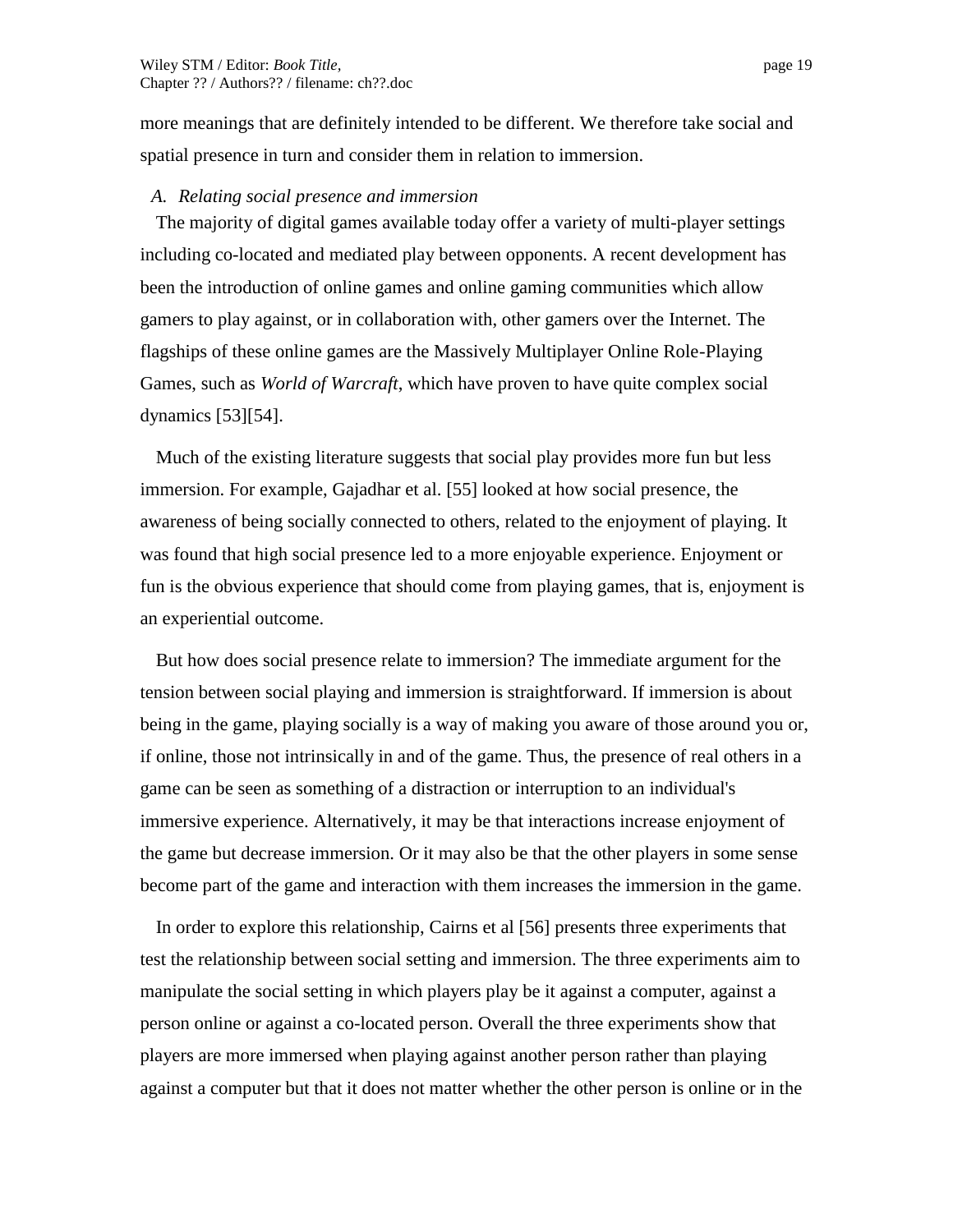more meanings that are definitely intended to be different. We therefore take social and spatial presence in turn and consider them in relation to immersion.

### *A. Relating social presence and immersion*

The majority of digital games available today offer a variety of multi-player settings including co-located and mediated play between opponents. A recent development has been the introduction of online games and online gaming communities which allow gamers to play against, or in collaboration with, other gamers over the Internet. The flagships of these online games are the Massively Multiplayer Online Role-Playing Games, such as *World of Warcraft*, which have proven to have quite complex social dynamics [53][54].

Much of the existing literature suggests that social play provides more fun but less immersion. For example, Gajadhar et al. [55] looked at how social presence, the awareness of being socially connected to others, related to the enjoyment of playing. It was found that high social presence led to a more enjoyable experience. Enjoyment or fun is the obvious experience that should come from playing games, that is, enjoyment is an experiential outcome.

But how does social presence relate to immersion? The immediate argument for the tension between social playing and immersion is straightforward. If immersion is about being in the game, playing socially is a way of making you aware of those around you or, if online, those not intrinsically in and of the game. Thus, the presence of real others in a game can be seen as something of a distraction or interruption to an individual's immersive experience. Alternatively, it may be that interactions increase enjoyment of the game but decrease immersion. Or it may also be that the other players in some sense become part of the game and interaction with them increases the immersion in the game.

In order to explore this relationship, Cairns et al [56] presents three experiments that test the relationship between social setting and immersion. The three experiments aim to manipulate the social setting in which players play be it against a computer, against a person online or against a co-located person. Overall the three experiments show that players are more immersed when playing against another person rather than playing against a computer but that it does not matter whether the other person is online or in the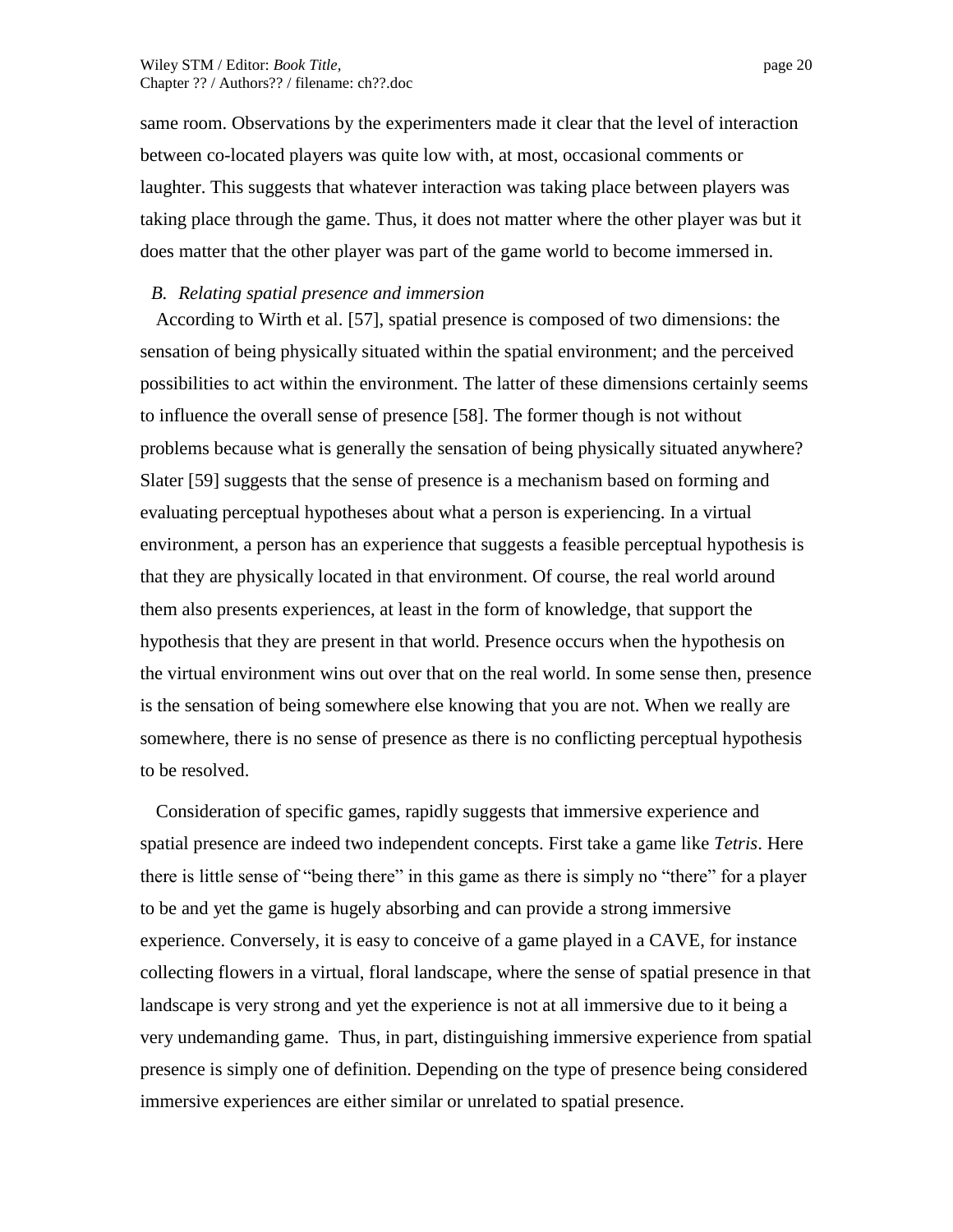same room. Observations by the experimenters made it clear that the level of interaction between co-located players was quite low with, at most, occasional comments or laughter. This suggests that whatever interaction was taking place between players was taking place through the game. Thus, it does not matter where the other player was but it does matter that the other player was part of the game world to become immersed in.

### *B. Relating spatial presence and immersion*

According to Wirth et al. [57], spatial presence is composed of two dimensions: the sensation of being physically situated within the spatial environment; and the perceived possibilities to act within the environment. The latter of these dimensions certainly seems to influence the overall sense of presence [58]. The former though is not without problems because what is generally the sensation of being physically situated anywhere? Slater [59] suggests that the sense of presence is a mechanism based on forming and evaluating perceptual hypotheses about what a person is experiencing. In a virtual environment, a person has an experience that suggests a feasible perceptual hypothesis is that they are physically located in that environment. Of course, the real world around them also presents experiences, at least in the form of knowledge, that support the hypothesis that they are present in that world. Presence occurs when the hypothesis on the virtual environment wins out over that on the real world. In some sense then, presence is the sensation of being somewhere else knowing that you are not. When we really are somewhere, there is no sense of presence as there is no conflicting perceptual hypothesis to be resolved.

Consideration of specific games, rapidly suggests that immersive experience and spatial presence are indeed two independent concepts. First take a game like *Tetris*. Here there is little sense of "being there" in this game as there is simply no "there" for a player to be and yet the game is hugely absorbing and can provide a strong immersive experience. Conversely, it is easy to conceive of a game played in a CAVE, for instance collecting flowers in a virtual, floral landscape, where the sense of spatial presence in that landscape is very strong and yet the experience is not at all immersive due to it being a very undemanding game. Thus, in part, distinguishing immersive experience from spatial presence is simply one of definition. Depending on the type of presence being considered immersive experiences are either similar or unrelated to spatial presence.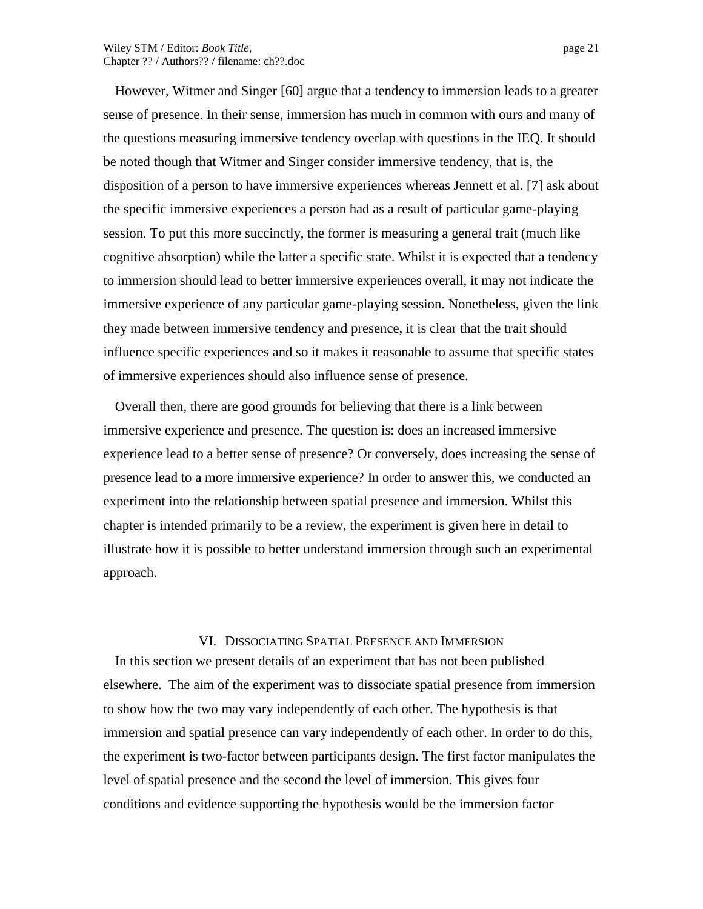However, Witmer and Singer [60] argue that a tendency to immersion leads to a greater sense of presence. In their sense, immersion has much in common with ours and many of the questions measuring immersive tendency overlap with questions in the IEQ. It should be noted though that Witmer and Singer consider immersive tendency, that is, the disposition of a person to have immersive experiences whereas Jennett et al. [7] ask about the specific immersive experiences a person had as a result of particular game-playing session. To put this more succinctly, the former is measuring a general trait (much like cognitive absorption) while the latter a specific state. Whilst it is expected that a tendency to immersion should lead to better immersive experiences overall, it may not indicate the immersive experience of any particular game-playing session. Nonetheless, given the link they made between immersive tendency and presence, it is clear that the trait should influence specific experiences and so it makes it reasonable to assume that specific states of immersive experiences should also influence sense of presence.

Overall then, there are good grounds for believing that there is a link between immersive experience and presence. The question is: does an increased immersive experience lead to a better sense of presence? Or conversely, does increasing the sense of presence lead to a more immersive experience? In order to answer this, we conducted an experiment into the relationship between spatial presence and immersion. Whilst this chapter is intended primarily to be a review, the experiment is given here in detail to illustrate how it is possible to better understand immersion through such an experimental approach.

## VI. Dissociating Spatial Presence and Immersion

In this section we present details of an experiment that has not been published elsewhere. The aim of the experiment was to dissociate spatial presence from immersion to show how the two may vary independently of each other. The hypothesis is that immersion and spatial presence can vary independently of each other. In order to do this, the experiment is two-factor between participants design. The first factor manipulates the level of spatial presence and the second the level of immersion. This gives four conditions and evidence supporting the hypothesis would be the immersion factor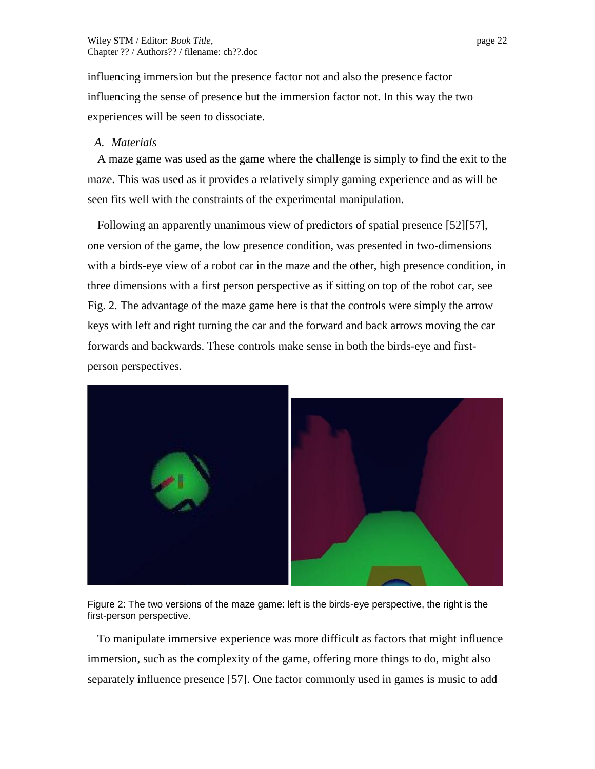influencing immersion but the presence factor not and also the presence factor influencing the sense of presence but the immersion factor not. In this way the two experiences will be seen to dissociate.

*A. Materials*

A maze game was used as the game where the challenge is simply to find the exit to the maze. This was used as it provides a relatively simply gaming experience and as will be seen fits well with the constraints of the experimental manipulation.

Following an apparently unanimous view of predictors of spatial presence [52][57], one version of the game, the low presence condition, was presented in two-dimensions with a birds-eye view of a robot car in the maze and the other, high presence condition, in three dimensions with a first person perspective as if sitting on top of the robot car, see Fig. 2. The advantage of the maze game here is that the controls were simply the arrow keys with left and right turning the car and the forward and back arrows moving the car forwards and backwards. These controls make sense in both the birds-eye and first-person perspectives.

Figure 2: The two versions of the maze game: left is the birds-eye perspective, the right is the first-person perspective.

To manipulate immersive experience was more difficult as factors that might influence immersion, such as the complexity of the game, offering more things to do, might also separately influence presence [57]. One factor commonly used in games is music to add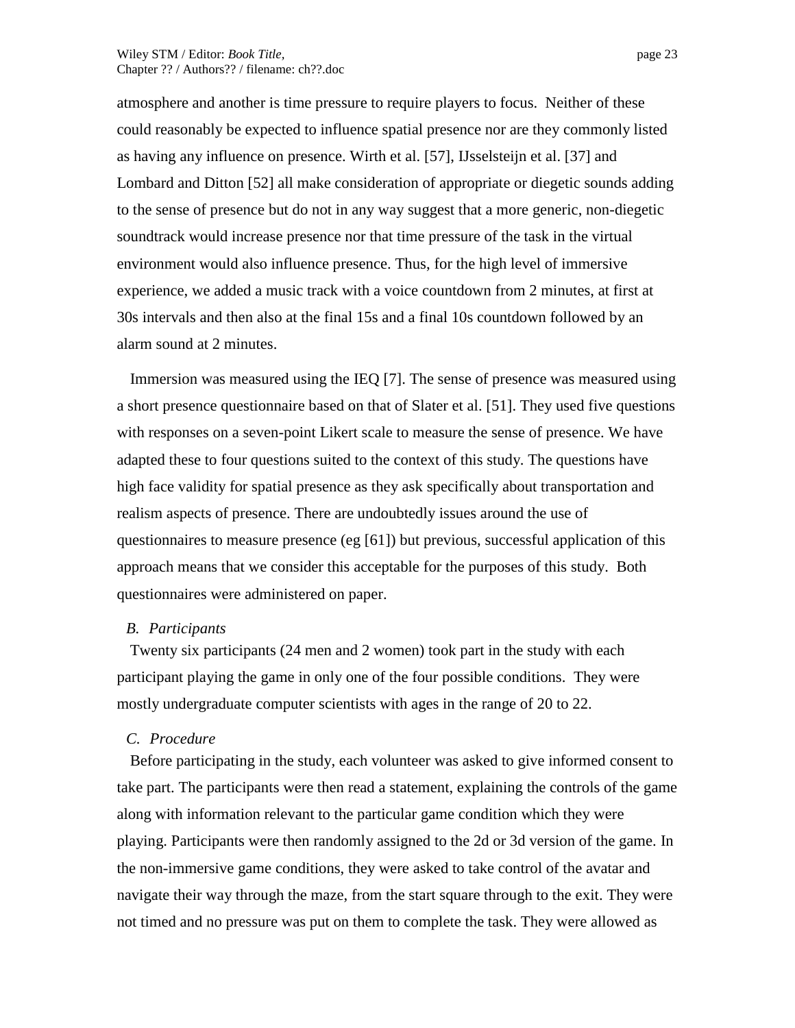atmosphere and another is time pressure to require players to focus. Neither of these could reasonably be expected to influence spatial presence nor are they commonly listed as having any influence on presence. Wirth et al. [57], IJsselsteijn et al. [37] and Lombard and Ditton [52] all make consideration of appropriate or diegetic sounds adding to the sense of presence but do not in any way suggest that a more generic, non-diegetic soundtrack would increase presence nor that time pressure of the task in the virtual environment would also influence presence. Thus, for the high level of immersive experience, we added a music track with a voice countdown from 2 minutes, at first at 30s intervals and then also at the final 15s and a final 10s countdown followed by an alarm sound at 2 minutes.

Immersion was measured using the IEQ [7]. The sense of presence was measured using a short presence questionnaire based on that of Slater et al. [51]. They used five questions with responses on a seven-point Likert scale to measure the sense of presence. We have adapted these to four questions suited to the context of this study. The questions have high face validity for spatial presence as they ask specifically about transportation and realism aspects of presence. There are undoubtedly issues around the use of questionnaires to measure presence (eg [61]) but previous, successful application of this approach means that we consider this acceptable for the purposes of this study. Both questionnaires were administered on paper.

### *B. Participants*

Twenty six participants (24 men and 2 women) took part in the study with each participant playing the game in only one of the four possible conditions. They were mostly undergraduate computer scientists with ages in the range of 20 to 22.

### *C. Procedure*

Before participating in the study, each volunteer was asked to give informed consent to take part. The participants were then read a statement, explaining the controls of the game along with information relevant to the particular game condition which they were playing. Participants were then randomly assigned to the 2d or 3d version of the game. In the non-immersive game conditions, they were asked to take control of the avatar and navigate their way through the maze, from the start square through to the exit. They were not timed and no pressure was put on them to complete the task. They were allowed as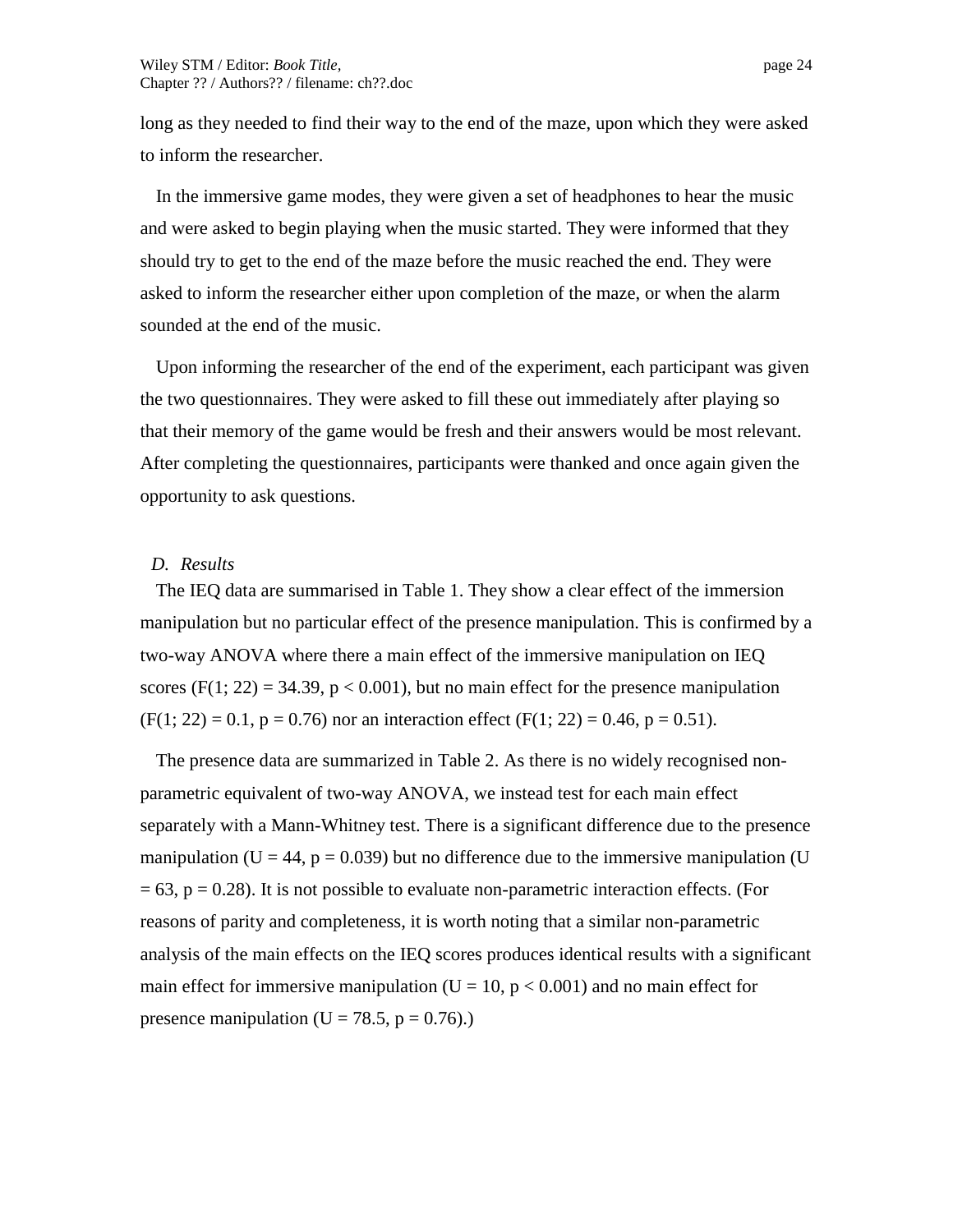long as they needed to find their way to the end of the maze, upon which they were asked to inform the researcher.

In the immersive game modes, they were given a set of headphones to hear the music and were asked to begin playing when the music started. They were informed that they should try to get to the end of the maze before the music reached the end. They were asked to inform the researcher either upon completion of the maze, or when the alarm sounded at the end of the music.

Upon informing the researcher of the end of the experiment, each participant was given the two questionnaires. They were asked to fill these out immediately after playing so that their memory of the game would be fresh and their answers would be most relevant. After completing the questionnaires, participants were thanked and once again given the opportunity to ask questions.

### *D. Results*

The IEQ data are summarised in Table 1. They show a clear effect of the immersion manipulation but no particular effect of the presence manipulation. This is confirmed by a two-way ANOVA where there a main effect of the immersive manipulation on IEQ scores ($F(1; 22) = 34.39$, $p < 0.001$), but no main effect for the presence manipulation ($F(1; 22) = 0.1$, $p = 0.76$) nor an interaction effect ($F(1; 22) = 0.46$, $p = 0.51$).

The presence data are summarized in Table 2. As there is no widely recognised non-parametric equivalent of two-way ANOVA, we instead test for each main effect separately with a Mann-Whitney test. There is a significant difference due to the presence manipulation ($U = 44$, $p = 0.039$) but no difference due to the immersive manipulation ($U = 63$, $p = 0.28$). It is not possible to evaluate non-parametric interaction effects. (For reasons of parity and completeness, it is worth noting that a similar non-parametric analysis of the main effects on the IEQ scores produces identical results with a significant main effect for immersive manipulation ($U = 10$, $p < 0.001$) and no main effect for presence manipulation ($U = 78.5$, $p = 0.76$).)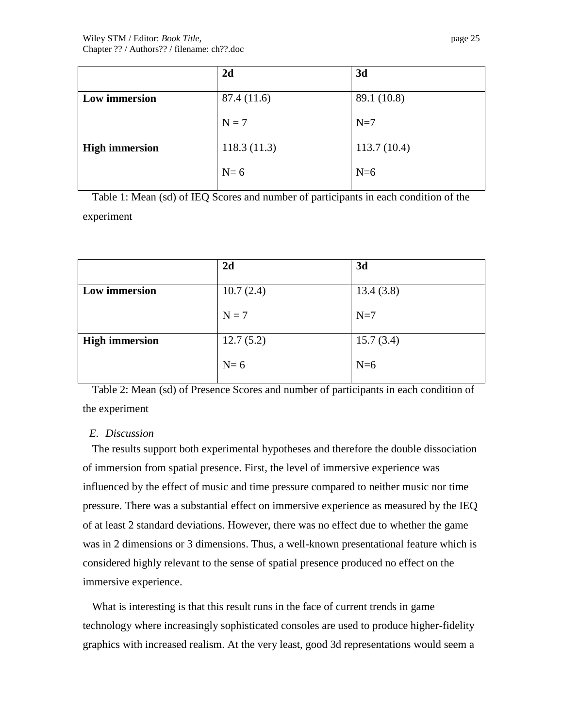| | 2d | 3d |
|---|---|---|
| **Low immersion** | 87.4 (11.6)<br>N = 7 | 89.1 (10.8)<br>N=7 |
| **High immersion** | 118.3 (11.3)<br>N= 6 | 113.7 (10.4)<br>N=6 |

Table 1: Mean (sd) of IEQ Scores and number of participants in each condition of the experiment

| | 2d | 3d |
|---|---|---|
| **Low immersion** | 10.7 (2.4)<br>N = 7 | 13.4 (3.8)<br>N=7 |
| **High immersion** | 12.7 (5.2)<br>N= 6 | 15.7 (3.4)<br>N=6 |

Table 2: Mean (sd) of Presence Scores and number of participants in each condition of the experiment

### *E. Discussion*

The results support both experimental hypotheses and therefore the double dissociation of immersion from spatial presence. First, the level of immersive experience was influenced by the effect of music and time pressure compared to neither music nor time pressure. There was a substantial effect on immersive experience as measured by the IEQ of at least 2 standard deviations. However, there was no effect due to whether the game was in 2 dimensions or 3 dimensions. Thus, a well-known presentational feature which is considered highly relevant to the sense of spatial presence produced no effect on the immersive experience.

What is interesting is that this result runs in the face of current trends in game technology where increasingly sophisticated consoles are used to produce higher-fidelity graphics with increased realism. At the very least, good 3d representations would seem a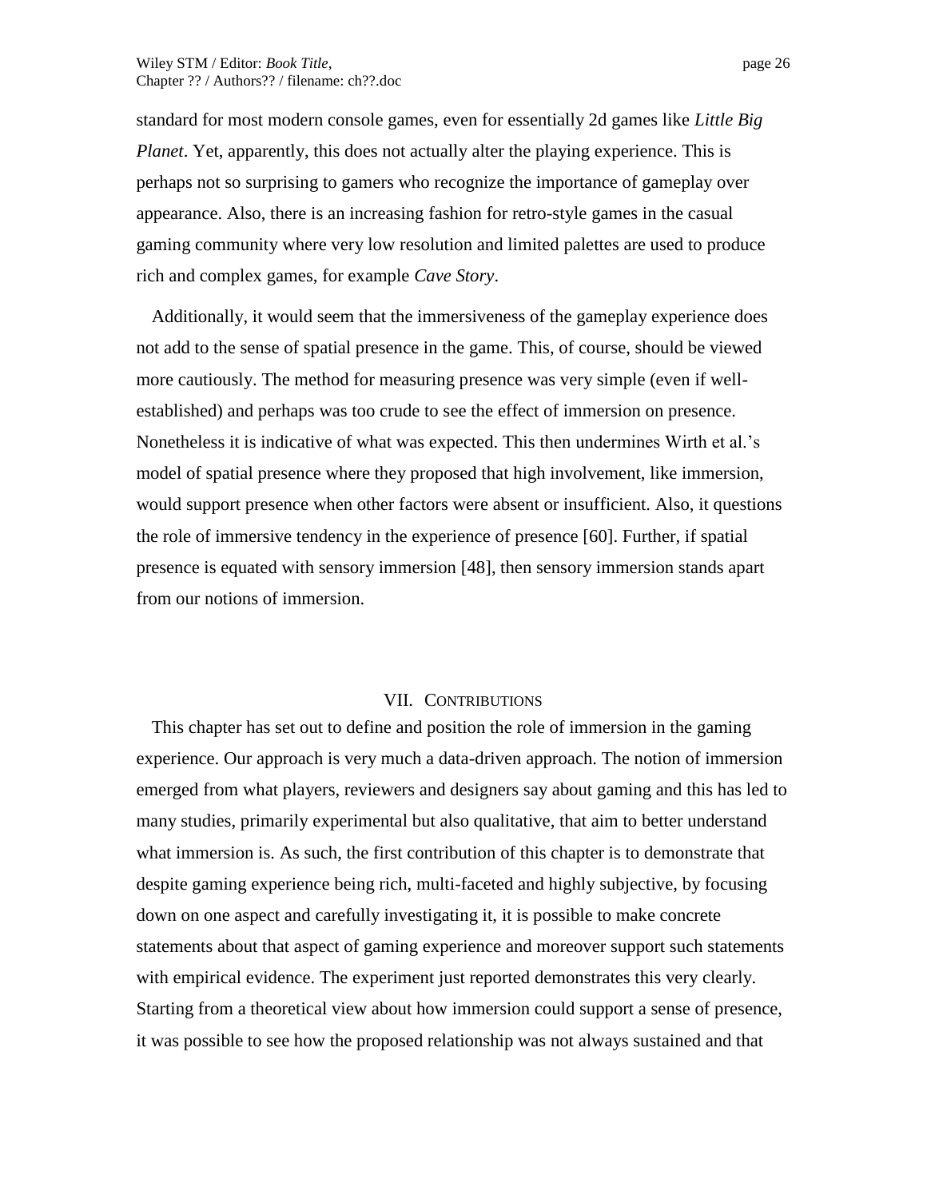standard for most modern console games, even for essentially 2d games like *Little Big Planet*. Yet, apparently, this does not actually alter the playing experience. This is perhaps not so surprising to gamers who recognize the importance of gameplay over appearance. Also, there is an increasing fashion for retro-style games in the casual gaming community where very low resolution and limited palettes are used to produce rich and complex games, for example *Cave Story*.

Additionally, it would seem that the immersiveness of the gameplay experience does not add to the sense of spatial presence in the game. This, of course, should be viewed more cautiously. The method for measuring presence was very simple (even if well-established) and perhaps was too crude to see the effect of immersion on presence. Nonetheless it is indicative of what was expected. This then undermines Wirth et al.'s model of spatial presence where they proposed that high involvement, like immersion, would support presence when other factors were absent or insufficient. Also, it questions the role of immersive tendency in the experience of presence [60]. Further, if spatial presence is equated with sensory immersion [48], then sensory immersion stands apart from our notions of immersion.

## VII. Contributions

This chapter has set out to define and position the role of immersion in the gaming experience. Our approach is very much a data-driven approach. The notion of immersion emerged from what players, reviewers and designers say about gaming and this has led to many studies, primarily experimental but also qualitative, that aim to better understand what immersion is. As such, the first contribution of this chapter is to demonstrate that despite gaming experience being rich, multi-faceted and highly subjective, by focusing down on one aspect and carefully investigating it, it is possible to make concrete statements about that aspect of gaming experience and moreover support such statements with empirical evidence. The experiment just reported demonstrates this very clearly. Starting from a theoretical view about how immersion could support a sense of presence, it was possible to see how the proposed relationship was not always sustained and that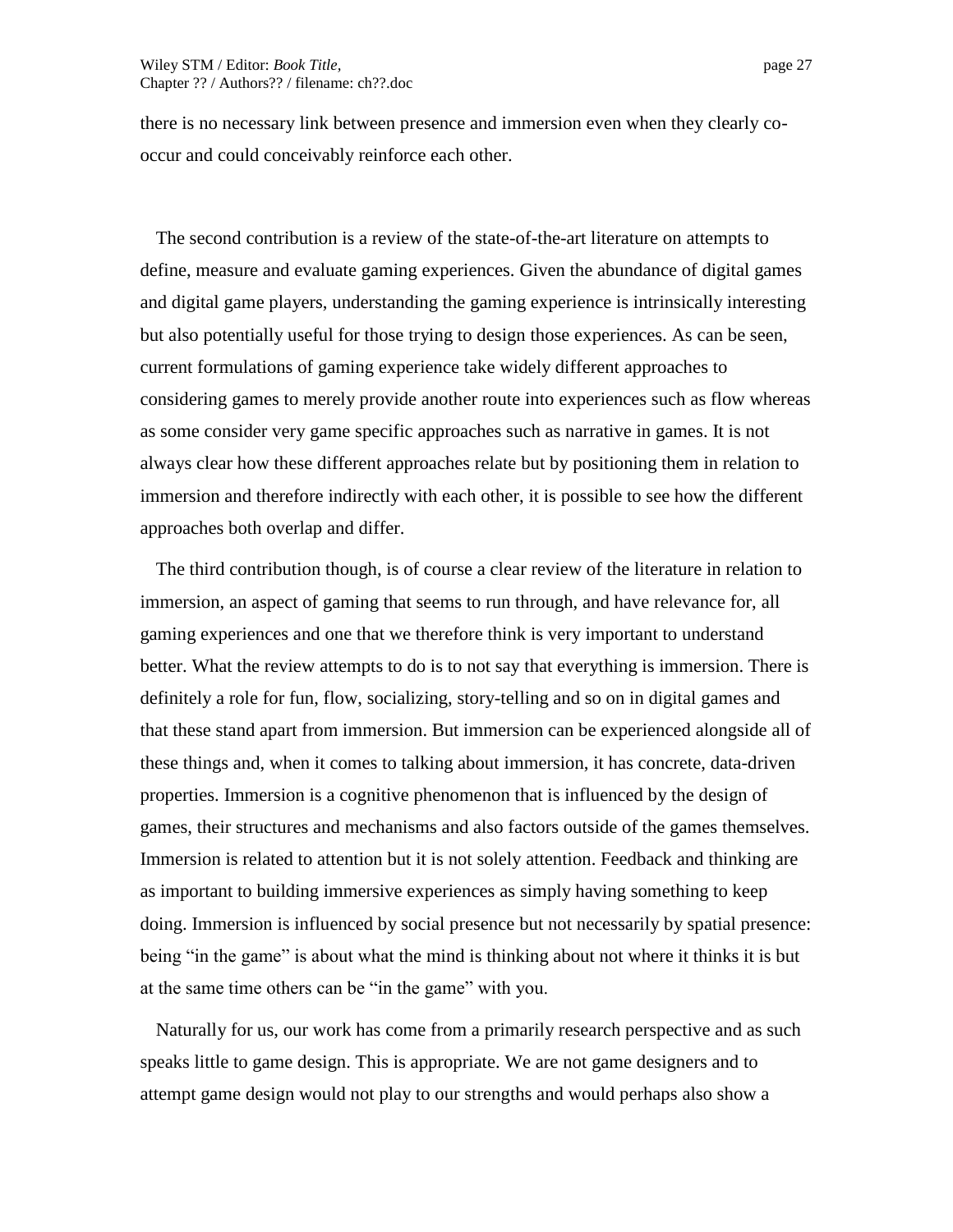there is no necessary link between presence and immersion even when they clearly co-occur and could conceivably reinforce each other.

The second contribution is a review of the state-of-the-art literature on attempts to define, measure and evaluate gaming experiences. Given the abundance of digital games and digital game players, understanding the gaming experience is intrinsically interesting but also potentially useful for those trying to design those experiences. As can be seen, current formulations of gaming experience take widely different approaches to considering games to merely provide another route into experiences such as flow whereas as some consider very game specific approaches such as narrative in games. It is not always clear how these different approaches relate but by positioning them in relation to immersion and therefore indirectly with each other, it is possible to see how the different approaches both overlap and differ.

The third contribution though, is of course a clear review of the literature in relation to immersion, an aspect of gaming that seems to run through, and have relevance for, all gaming experiences and one that we therefore think is very important to understand better. What the review attempts to do is to not say that everything is immersion. There is definitely a role for fun, flow, socializing, story-telling and so on in digital games and that these stand apart from immersion. But immersion can be experienced alongside all of these things and, when it comes to talking about immersion, it has concrete, data-driven properties. Immersion is a cognitive phenomenon that is influenced by the design of games, their structures and mechanisms and also factors outside of the games themselves. Immersion is related to attention but it is not solely attention. Feedback and thinking are as important to building immersive experiences as simply having something to keep doing. Immersion is influenced by social presence but not necessarily by spatial presence: being "in the game" is about what the mind is thinking about not where it thinks it is but at the same time others can be "in the game" with you.

Naturally for us, our work has come from a primarily research perspective and as such speaks little to game design. This is appropriate. We are not game designers and to attempt game design would not play to our strengths and would perhaps also show a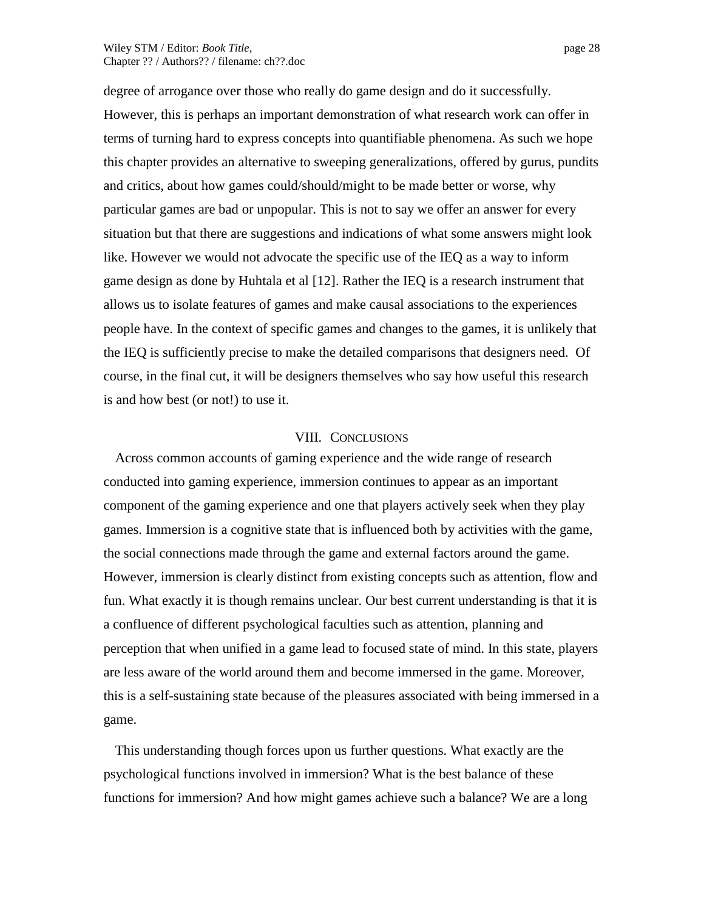degree of arrogance over those who really do game design and do it successfully. However, this is perhaps an important demonstration of what research work can offer in terms of turning hard to express concepts into quantifiable phenomena. As such we hope this chapter provides an alternative to sweeping generalizations, offered by gurus, pundits and critics, about how games could/should/might to be made better or worse, why particular games are bad or unpopular. This is not to say we offer an answer for every situation but that there are suggestions and indications of what some answers might look like. However we would not advocate the specific use of the IEQ as a way to inform game design as done by Huhtala et al [12]. Rather the IEQ is a research instrument that allows us to isolate features of games and make causal associations to the experiences people have. In the context of specific games and changes to the games, it is unlikely that the IEQ is sufficiently precise to make the detailed comparisons that designers need. Of course, in the final cut, it will be designers themselves who say how useful this research is and how best (or not!) to use it.

## VIII. Conclusions

Across common accounts of gaming experience and the wide range of research conducted into gaming experience, immersion continues to appear as an important component of the gaming experience and one that players actively seek when they play games. Immersion is a cognitive state that is influenced both by activities with the game, the social connections made through the game and external factors around the game. However, immersion is clearly distinct from existing concepts such as attention, flow and fun. What exactly it is though remains unclear. Our best current understanding is that it is a confluence of different psychological faculties such as attention, planning and perception that when unified in a game lead to focused state of mind. In this state, players are less aware of the world around them and become immersed in the game. Moreover, this is a self-sustaining state because of the pleasures associated with being immersed in a game.

This understanding though forces upon us further questions. What exactly are the psychological functions involved in immersion? What is the best balance of these functions for immersion? And how might games achieve such a balance? We are a long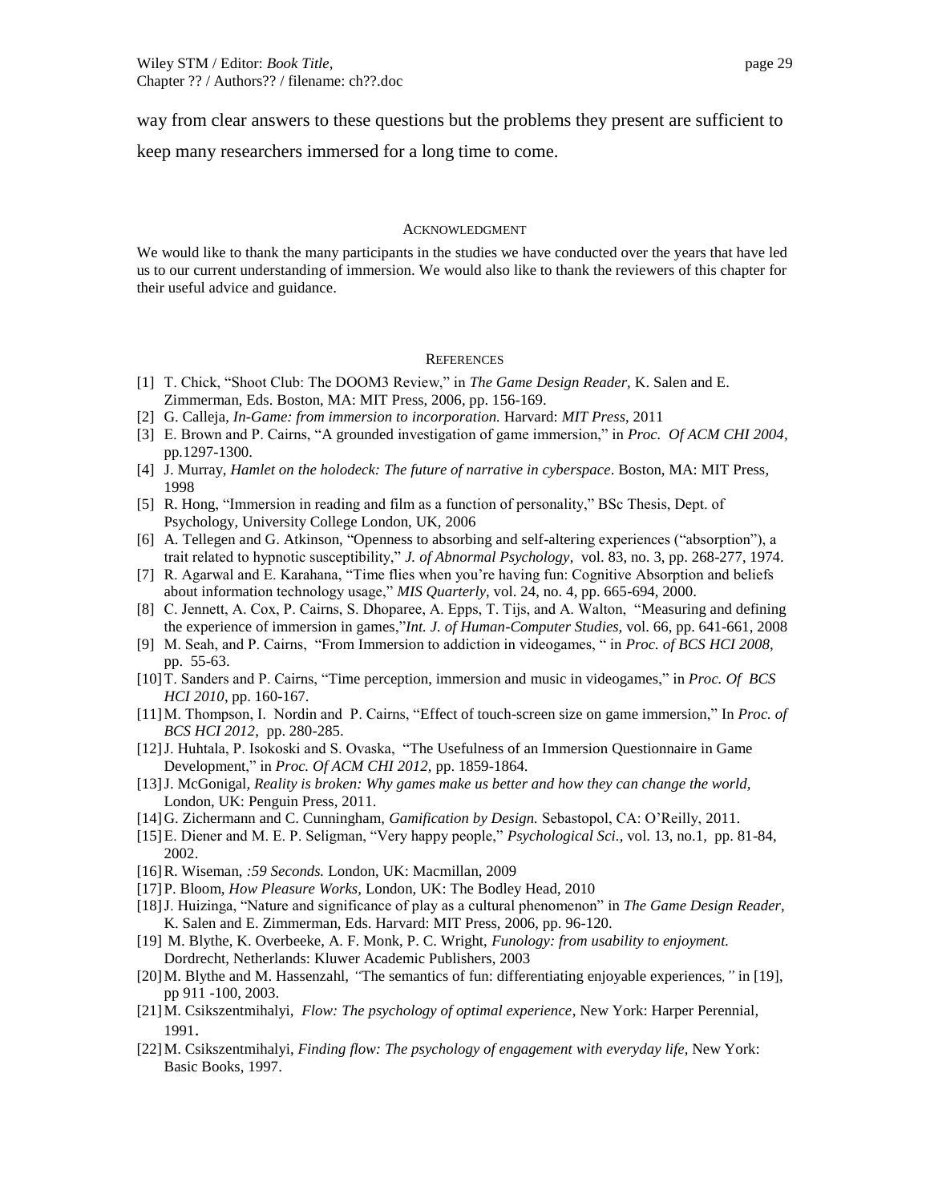way from clear answers to these questions but the problems they present are sufficient to keep many researchers immersed for a long time to come.

## Acknowledgment

We would like to thank the many participants in the studies we have conducted over the years that have led us to our current understanding of immersion. We would also like to thank the reviewers of this chapter for their useful advice and guidance.

## References

[1] T. Chick, "Shoot Club: The DOOM3 Review," in *The Game Design Reader*, K. Salen and E. Zimmerman, Eds. Boston, MA: MIT Press, 2006, pp. 156-169.

[2] G. Calleja, *In-Game: from immersion to incorporation.* Harvard: *MIT Press*, 2011

[3] E. Brown and P. Cairns, "A grounded investigation of game immersion," in *Proc. Of ACM CHI 2004*, pp.1297-1300.

[4] J. Murray, *Hamlet on the holodeck: The future of narrative in cyberspace*. Boston, MA: MIT Press, 1998

[5] R. Hong, "Immersion in reading and film as a function of personality," BSc Thesis, Dept. of Psychology, University College London, UK, 2006

[6] A. Tellegen and G. Atkinson, "Openness to absorbing and self-altering experiences ("absorption"), a trait related to hypnotic susceptibility," *J. of Abnormal Psychology*, vol. 83, no. 3, pp. 268-277, 1974.

[7] R. Agarwal and E. Karahana, "Time flies when you're having fun: Cognitive Absorption and beliefs about information technology usage," *MIS Quarterly*, vol. 24, no. 4, pp. 665-694, 2000.

[8] C. Jennett, A. Cox, P. Cairns, S. Dhoparee, A. Epps, T. Tijs, and A. Walton, "Measuring and defining the experience of immersion in games,"*Int. J. of Human-Computer Studies*, vol. 66, pp. 641-661, 2008

[9] M. Seah, and P. Cairns, "From Immersion to addiction in videogames, " in *Proc. of BCS HCI 2008*, pp. 55-63.

[10] T. Sanders and P. Cairns, "Time perception, immersion and music in videogames," in *Proc. Of BCS HCI 2010*, pp. 160-167.

[11] M. Thompson, I. Nordin and P. Cairns, "Effect of touch-screen size on game immersion," In *Proc. of BCS HCI 2012*, pp. 280-285.

[12] J. Huhtala, P. Isokoski and S. Ovaska, "The Usefulness of an Immersion Questionnaire in Game Development," in *Proc. Of ACM CHI 2012*, pp. 1859-1864.

[13] J. McGonigal, *Reality is broken: Why games make us better and how they can change the world*, London, UK: Penguin Press, 2011.

[14] G. Zichermann and C. Cunningham, *Gamification by Design.* Sebastopol, CA: O'Reilly, 2011.

[15] E. Diener and M. E. P. Seligman, "Very happy people," *Psychological Sci.*, vol. 13, no.1, pp. 81-84, 2002.

[16] R. Wiseman, *:59 Seconds.* London, UK: Macmillan, 2009

[17] P. Bloom, *How Pleasure Works*, London, UK: The Bodley Head, 2010

[18] J. Huizinga, "Nature and significance of play as a cultural phenomenon" in *The Game Design Reader*, K. Salen and E. Zimmerman, Eds. Harvard: MIT Press, 2006, pp. 96-120.

[19] M. Blythe, K. Overbeeke, A. F. Monk, P. C. Wright, *Funology: from usability to enjoyment.* Dordrecht, Netherlands: Kluwer Academic Publishers, 2003

[20] M. Blythe and M. Hassenzahl, *"*The semantics of fun: differentiating enjoyable experiences*,"* in [19], pp 911 -100, 2003.

[21] M. Csikszentmihalyi, *Flow: The psychology of optimal experience*, New York: Harper Perennial, 1991.

[22] M. Csikszentmihalyi, *Finding flow: The psychology of engagement with everyday life*, New York: Basic Books, 1997.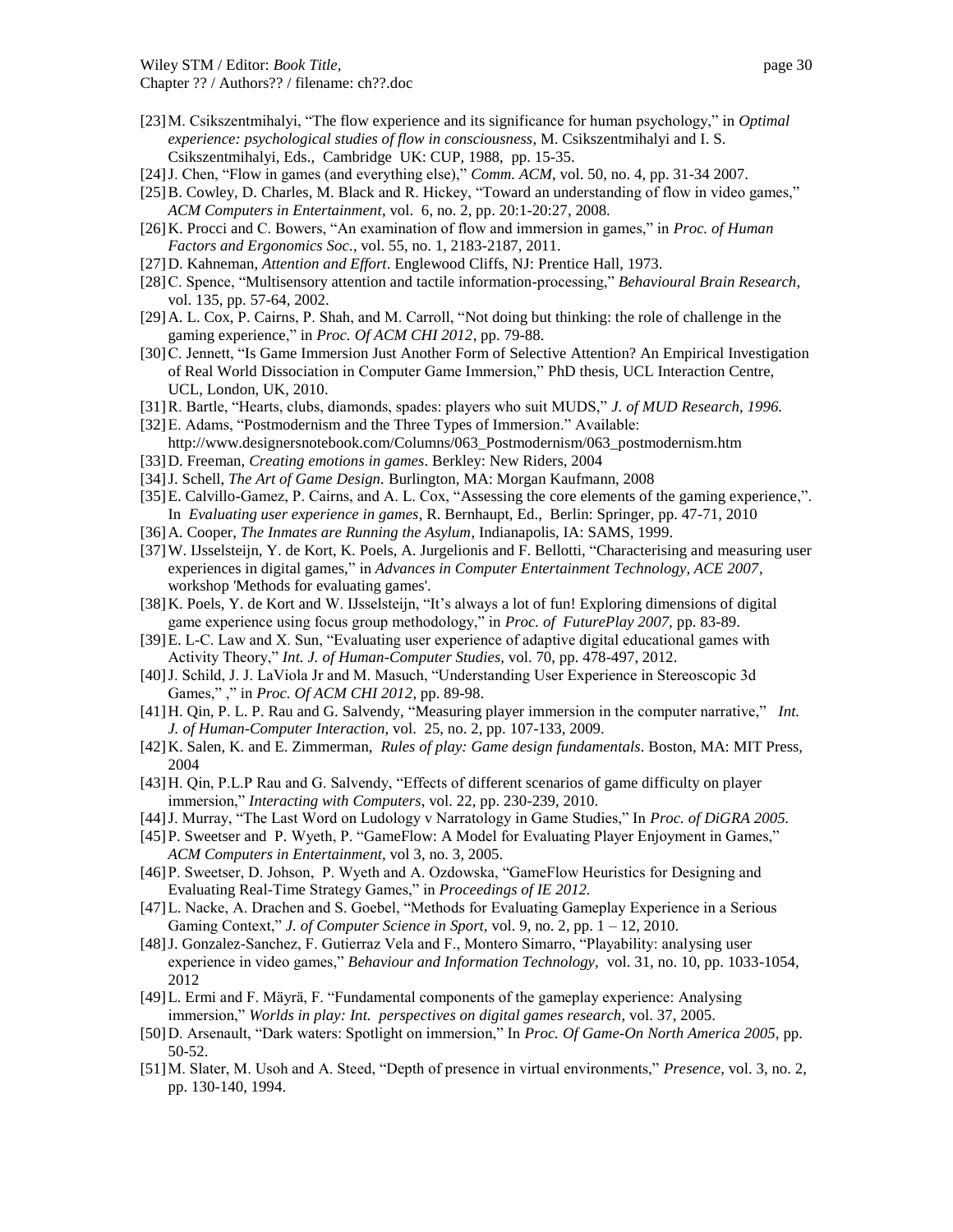[23] M. Csikszentmihalyi, "The flow experience and its significance for human psychology," in *Optimal experience: psychological studies of flow in consciousness*, M. Csikszentmihalyi and I. S. Csikszentmihalyi, Eds., Cambridge UK: CUP, 1988, pp. 15-35.

[24] J. Chen, "Flow in games (and everything else)," *Comm. ACM*, vol. 50, no. 4, pp. 31-34 2007.

[25] B. Cowley, D. Charles, M. Black and R. Hickey, "Toward an understanding of flow in video games," *ACM Computers in Entertainment*, vol. 6, no. 2, pp. 20:1-20:27, 2008.

[26] K. Procci and C. Bowers, "An examination of flow and immersion in games," in *Proc. of Human Factors and Ergonomics Soc.*, vol. 55, no. 1, 2183-2187, 2011.

[27] D. Kahneman, *Attention and Effort*. Englewood Cliffs, NJ: Prentice Hall, 1973.

[28] C. Spence, "Multisensory attention and tactile information-processing," *Behavioural Brain Research*, vol. 135, pp. 57-64, 2002.

[29] A. L. Cox, P. Cairns, P. Shah, and M. Carroll, "Not doing but thinking: the role of challenge in the gaming experience," in *Proc. Of ACM CHI 2012*, pp. 79-88.

[30] C. Jennett, "Is Game Immersion Just Another Form of Selective Attention? An Empirical Investigation of Real World Dissociation in Computer Game Immersion," PhD thesis, UCL Interaction Centre, UCL, London, UK, 2010.

[31] R. Bartle, "Hearts, clubs, diamonds, spades: players who suit MUDS," *J. of MUD Research, 1996.*

[32] E. Adams, "Postmodernism and the Three Types of Immersion." Available: http://www.designersnotebook.com/Columns/063_Postmodernism/063_postmodernism.htm

[33] D. Freeman, *Creating emotions in games*. Berkley: New Riders, 2004

[34] J. Schell, *The Art of Game Design.* Burlington, MA: Morgan Kaufmann, 2008

[35] E. Calvillo-Gamez, P. Cairns, and A. L. Cox, "Assessing the core elements of the gaming experience,". In *Evaluating user experience in games*, R. Bernhaupt, Ed., Berlin: Springer, pp. 47-71, 2010

[36] A. Cooper, *The Inmates are Running the Asylum*, Indianapolis, IA: SAMS, 1999.

[37] W. IJsselsteijn, Y. de Kort, K. Poels, A. Jurgelionis and F. Bellotti, "Characterising and measuring user experiences in digital games," in *Advances in Computer Entertainment Technology, ACE 2007*, workshop 'Methods for evaluating games'.

[38] K. Poels, Y. de Kort and W. IJsselsteijn, "It's always a lot of fun! Exploring dimensions of digital game experience using focus group methodology," in *Proc. of FuturePlay 2007*, pp. 83-89.

[39] E. L-C. Law and X. Sun, "Evaluating user experience of adaptive digital educational games with Activity Theory," *Int. J. of Human-Computer Studies,* vol. 70, pp. 478-497, 2012.

[40] J. Schild, J. J. LaViola Jr and M. Masuch, "Understanding User Experience in Stereoscopic 3d Games," ," in *Proc. Of ACM CHI 2012*, pp. 89-98.

[41] H. Qin, P. L. P. Rau and G. Salvendy, "Measuring player immersion in the computer narrative," *Int. J. of Human-Computer Interaction*, vol. 25, no. 2, pp. 107-133, 2009.

[42] K. Salen, K. and E. Zimmerman, *Rules of play: Game design fundamentals*. Boston, MA: MIT Press, 2004

[43] H. Qin, P.L.P Rau and G. Salvendy, "Effects of different scenarios of game difficulty on player immersion," *Interacting with Computers*, vol. 22, pp. 230-239, 2010.

[44] J. Murray, "The Last Word on Ludology v Narratology in Game Studies," In *Proc. of DiGRA 2005.*

[45] P. Sweetser and P. Wyeth, P. "GameFlow: A Model for Evaluating Player Enjoyment in Games," *ACM Computers in Entertainment,* vol 3, no. 3, 2005.

[46] P. Sweetser, D. Johson, P. Wyeth and A. Ozdowska, "GameFlow Heuristics for Designing and Evaluating Real-Time Strategy Games," in *Proceedings of IE 2012.*

[47] L. Nacke, A. Drachen and S. Goebel, "Methods for Evaluating Gameplay Experience in a Serious Gaming Context," *J. of Computer Science in Sport,* vol. 9, no. 2, pp. 1 – 12, 2010.

[48] J. Gonzalez-Sanchez, F. Gutierraz Vela and F., Montero Simarro, "Playability: analysing user experience in video games," *Behaviour and Information Technology,* vol. 31, no. 10, pp. 1033-1054, 2012

[49] L. Ermi and F. Mäyrä, F. "Fundamental components of the gameplay experience: Analysing immersion," *Worlds in play: Int. perspectives on digital games research*, vol. 37, 2005.

[50] D. Arsenault, "Dark waters: Spotlight on immersion," In *Proc. Of Game-On North America 2005,* pp. 50-52.

[51] M. Slater, M. Usoh and A. Steed, "Depth of presence in virtual environments," *Presence*, vol. 3, no. 2, pp. 130-140, 1994.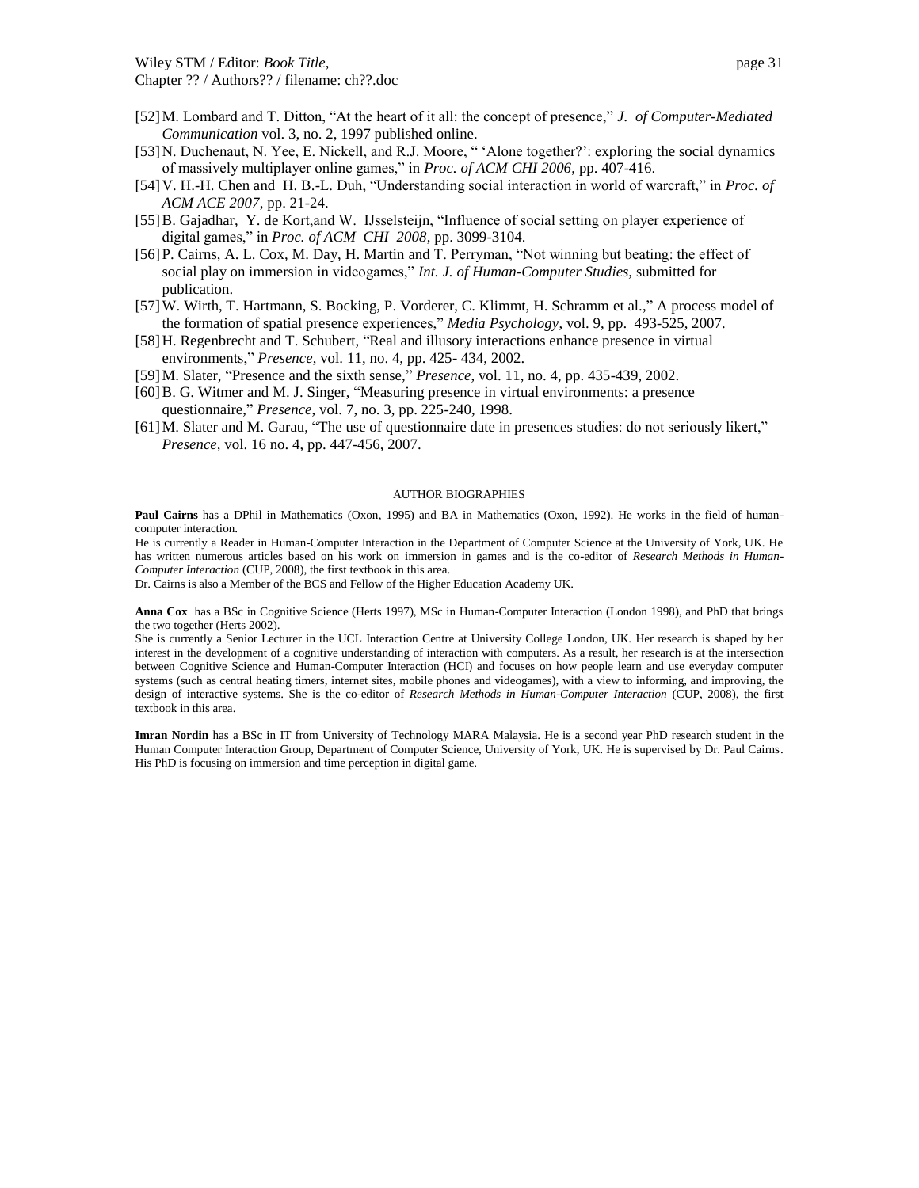[52] M. Lombard and T. Ditton, “At the heart of it all: the concept of presence,” *J. of Computer-Mediated Communication* vol. 3, no. 2, 1997 published online.

[53] N. Duchenaut, N. Yee, E. Nickell, and R.J. Moore, “ ‘Alone together?’: exploring the social dynamics of massively multiplayer online games,” in *Proc. of ACM CHI 2006*, pp. 407-416.

[54] V. H.-H. Chen and H. B.-L. Duh, “Understanding social interaction in world of warcraft,” in *Proc. of ACM ACE 2007*, pp. 21-24.

[55] B. Gajadhar, Y. de Kort,and W. IJsselsteijn, “Influence of social setting on player experience of digital games,” in *Proc. of ACM CHI 2008*, pp. 3099-3104.

[56] P. Cairns, A. L. Cox, M. Day, H. Martin and T. Perryman, “Not winning but beating: the effect of social play on immersion in videogames,” *Int. J. of Human-Computer Studies*, submitted for publication.

[57] W. Wirth, T. Hartmann, S. Bocking, P. Vorderer, C. Klimmt, H. Schramm et al.,” A process model of the formation of spatial presence experiences,” *Media Psychology*, vol. 9, pp. 493-525, 2007.

[58] H. Regenbrecht and T. Schubert, “Real and illusory interactions enhance presence in virtual environments,” *Presence*, vol. 11, no. 4, pp. 425- 434, 2002.

[59] M. Slater, “Presence and the sixth sense,” *Presence*, vol. 11, no. 4, pp. 435-439, 2002.

[60] B. G. Witmer and M. J. Singer, “Measuring presence in virtual environments: a presence questionnaire,” *Presence*, vol. 7, no. 3, pp. 225-240, 1998.

[61] M. Slater and M. Garau, “The use of questionnaire date in presences studies: do not seriously likert,” *Presence,* vol. 16 no. 4, pp. 447-456, 2007.

## AUTHOR BIOGRAPHIES

**Paul Cairns** has a DPhil in Mathematics (Oxon, 1995) and BA in Mathematics (Oxon, 1992). He works in the field of human-computer interaction.

He is currently a Reader in Human-Computer Interaction in the Department of Computer Science at the University of York, UK. He has written numerous articles based on his work on immersion in games and is the co-editor of *Research Methods in Human-Computer Interaction* (CUP, 2008), the first textbook in this area.

Dr. Cairns is also a Member of the BCS and Fellow of the Higher Education Academy UK.

**Anna Cox** has a BSc in Cognitive Science (Herts 1997), MSc in Human-Computer Interaction (London 1998), and PhD that brings the two together (Herts 2002).

She is currently a Senior Lecturer in the UCL Interaction Centre at University College London, UK. Her research is shaped by her interest in the development of a cognitive understanding of interaction with computers. As a result, her research is at the intersection between Cognitive Science and Human-Computer Interaction (HCI) and focuses on how people learn and use everyday computer systems (such as central heating timers, internet sites, mobile phones and videogames), with a view to informing, and improving, the design of interactive systems. She is the co-editor of *Research Methods in Human-Computer Interaction* (CUP, 2008), the first textbook in this area.

**Imran Nordin** has a BSc in IT from University of Technology MARA Malaysia. He is a second year PhD research student in the Human Computer Interaction Group, Department of Computer Science, University of York, UK. He is supervised by Dr. Paul Cairns. His PhD is focusing on immersion and time perception in digital game.